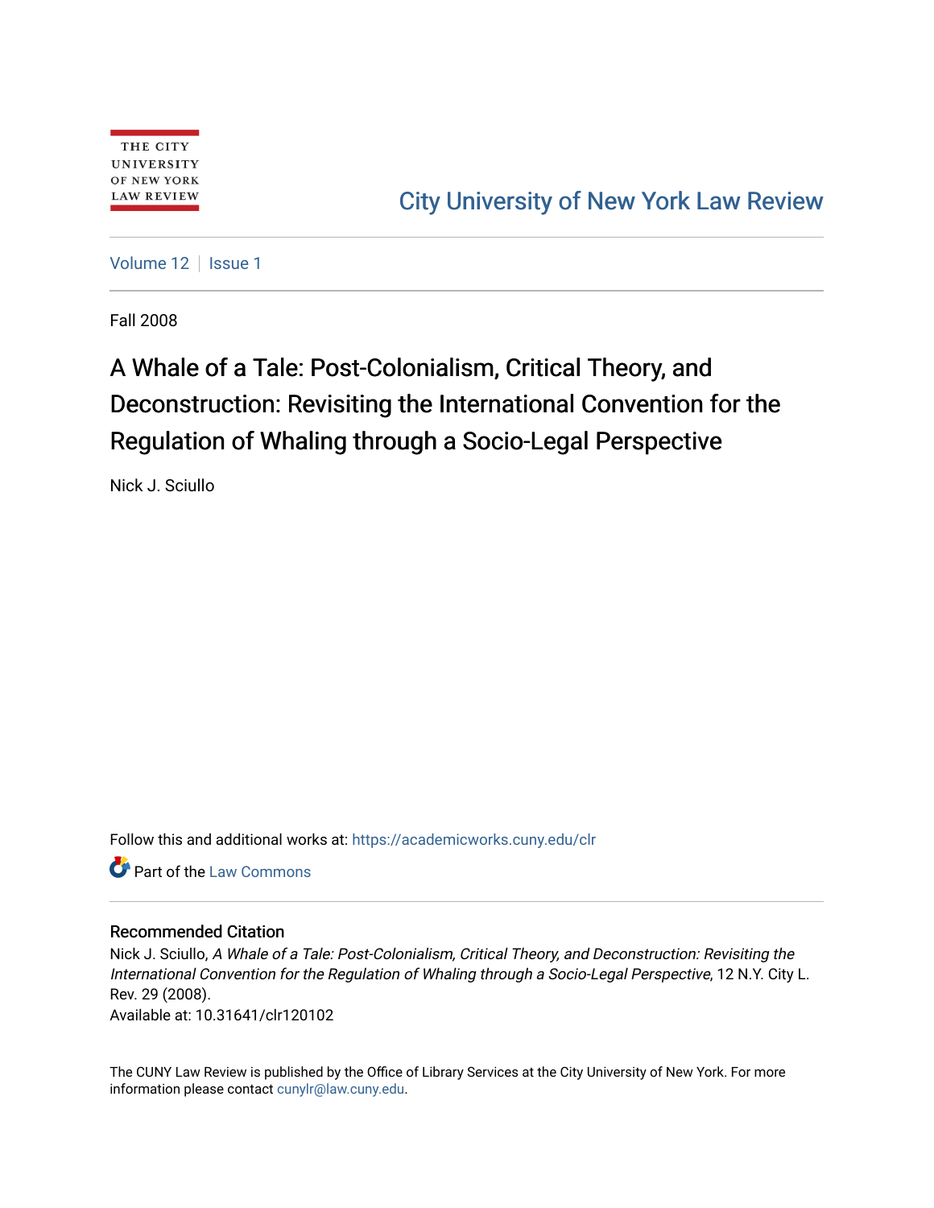THE CITY UNIVERSITY OF NEW YORK LAW REVIEW

City University of New York Law Review

Volume 12 | Issue 1

Fall 2008

# A Whale of a Tale: Post-Colonialism, Critical Theory, and Deconstruction: Revisiting the International Convention for the Regulation of Whaling through a Socio-Legal Perspective

Nick J. Sciullo

Follow this and additional works at: https://academicworks.cuny.edu/clr

Part of the Law Commons

## Recommended Citation

Nick J. Sciullo, *A Whale of a Tale: Post-Colonialism, Critical Theory, and Deconstruction: Revisiting the International Convention for the Regulation of Whaling through a Socio-Legal Perspective*, 12 N.Y. City L. Rev. 29 (2008).
Available at: 10.31641/clr120102

The CUNY Law Review is published by the Office of Library Services at the City University of New York. For more information please contact cunylr@law.cuny.edu.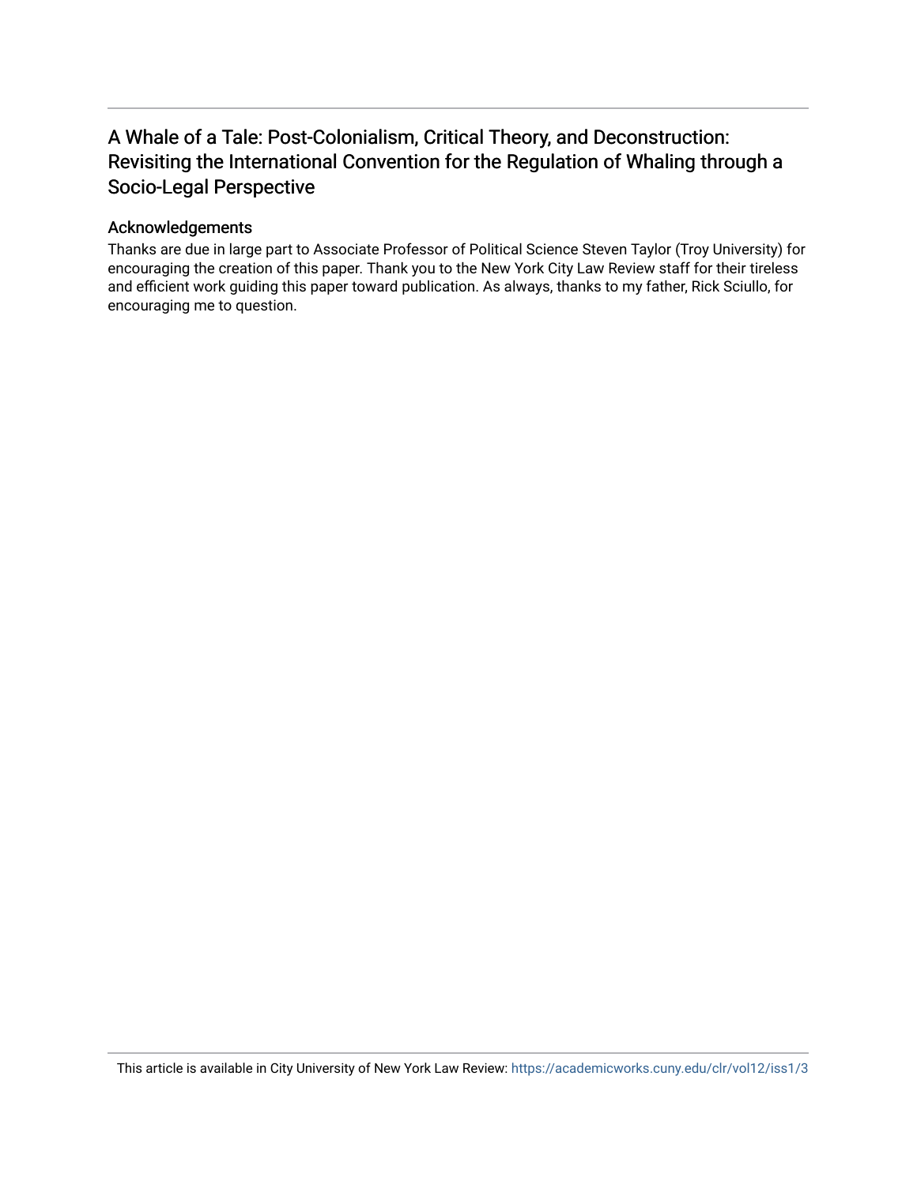# A Whale of a Tale: Post-Colonialism, Critical Theory, and Deconstruction: Revisiting the International Convention for the Regulation of Whaling through a Socio-Legal Perspective

## Acknowledgements

Thanks are due in large part to Associate Professor of Political Science Steven Taylor (Troy University) for encouraging the creation of this paper. Thank you to the New York City Law Review staff for their tireless and efficient work guiding this paper toward publication. As always, thanks to my father, Rick Sciullo, for encouraging me to question.

This article is available in City University of New York Law Review: https://academicworks.cuny.edu/clr/vol12/iss1/3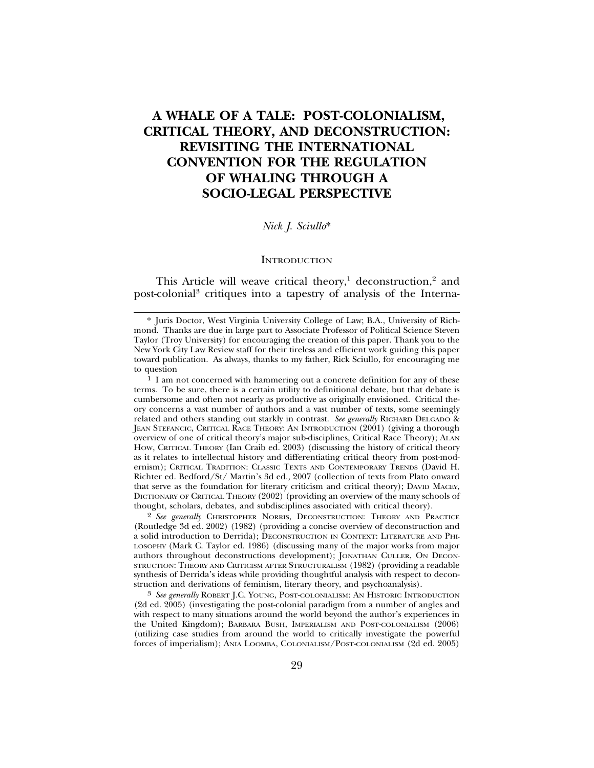# A WHALE OF A TALE: POST-COLONIALISM, CRITICAL THEORY, AND DECONSTRUCTION: REVISITING THE INTERNATIONAL CONVENTION FOR THE REGULATION OF WHALING THROUGH A SOCIO-LEGAL PERSPECTIVE

*Nick J. Sciullo*\*

## INTRODUCTION

This Article will weave critical theory,[1] deconstruction,[2] and post-colonial[3] critiques into a tapestry of analysis of the Interna-

---

\* Juris Doctor, West Virginia University College of Law; B.A., University of Richmond. Thanks are due in large part to Associate Professor of Political Science Steven Taylor (Troy University) for encouraging the creation of this paper. Thank you to the New York City Law Review staff for their tireless and efficient work guiding this paper toward publication. As always, thanks to my father, Rick Sciullo, for encouraging me to question

[1] I am not concerned with hammering out a concrete definition for any of these terms. To be sure, there is a certain utility to definitional debate, but that debate is cumbersome and often not nearly as productive as originally envisioned. Critical theory concerns a vast number of authors and a vast number of texts, some seemingly related and others standing out starkly in contrast. *See generally* RICHARD DELGADO & JEAN STEFANCIC, CRITICAL RACE THEORY: AN INTRODUCTION (2001) (giving a thorough overview of one of critical theory's major sub-disciplines, Critical Race Theory); ALAN HOW, CRITICAL THEORY (Ian Craib ed. 2003) (discussing the history of critical theory as it relates to intellectual history and differentiating critical theory from post-modernism); CRITICAL TRADITION: CLASSIC TEXTS AND CONTEMPORARY TRENDS (David H. Richter ed. Bedford/St/ Martin's 3d ed., 2007 (collection of texts from Plato onward that serve as the foundation for literary criticism and critical theory); DAVID MACEY, DICTIONARY OF CRITICAL THEORY (2002) (providing an overview of the many schools of thought, scholars, debates, and subdisciplines associated with critical theory).

[2] *See generally* CHRISTOPHER NORRIS, DECONSTRUCTION: THEORY AND PRACTICE (Routledge 3d ed. 2002) (1982) (providing a concise overview of deconstruction and a solid introduction to Derrida); DECONSTRUCTION IN CONTEXT: LITERATURE AND PHILOSOPHY (Mark C. Taylor ed. 1986) (discussing many of the major works from major authors throughout deconstructions development); JONATHAN CULLER, ON DECONSTRUCTION: THEORY AND CRITICISM AFTER STRUCTURALISM (1982) (providing a readable synthesis of Derrida's ideas while providing thoughtful analysis with respect to deconstruction and derivations of feminism, literary theory, and psychoanalysis).

[3] *See generally* ROBERT J.C. YOUNG, POST-COLONIALISM: AN HISTORIC INTRODUCTION (2d ed. 2005) (investigating the post-colonial paradigm from a number of angles and with respect to many situations around the world beyond the author's experiences in the United Kingdom); BARBARA BUSH, IMPERIALISM AND POST-COLONIALISM (2006) (utilizing case studies from around the world to critically investigate the powerful forces of imperialism); ANIA LOOMBA, COLONIALISM/POST-COLONIALISM (2d ed. 2005)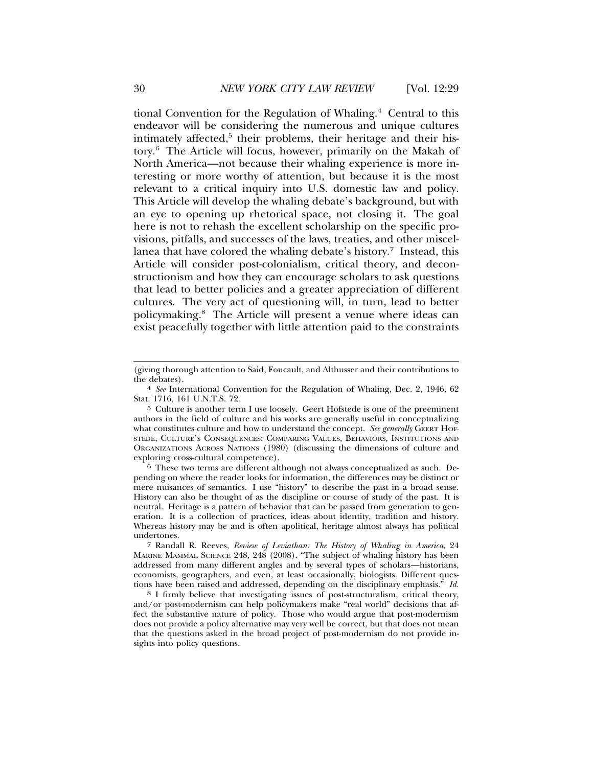tional Convention for the Regulation of Whaling.[4] Central to this endeavor will be considering the numerous and unique cultures intimately affected,[5] their problems, their heritage and their history.[6] The Article will focus, however, primarily on the Makah of North America—not because their whaling experience is more interesting or more worthy of attention, but because it is the most relevant to a critical inquiry into U.S. domestic law and policy. This Article will develop the whaling debate's background, but with an eye to opening up rhetorical space, not closing it. The goal here is not to rehash the excellent scholarship on the specific provisions, pitfalls, and successes of the laws, treaties, and other miscellanea that have colored the whaling debate's history.[7] Instead, this Article will consider post-colonialism, critical theory, and deconstructionism and how they can encourage scholars to ask questions that lead to better policies and a greater appreciation of different cultures. The very act of questioning will, in turn, lead to better policymaking.[8] The Article will present a venue where ideas can exist peacefully together with little attention paid to the constraints

---

(giving thorough attention to Said, Foucault, and Althusser and their contributions to the debates).

[4] *See* International Convention for the Regulation of Whaling, Dec. 2, 1946, 62 Stat. 1716, 161 U.N.T.S. 72.

[5] Culture is another term I use loosely. Geert Hofstede is one of the preeminent authors in the field of culture and his works are generally useful in conceptualizing what constitutes culture and how to understand the concept. *See generally* GEERT HOFSTEDE, CULTURE'S CONSEQUENCES: COMPARING VALUES, BEHAVIORS, INSTITUTIONS AND ORGANIZATIONS ACROSS NATIONS (1980) (discussing the dimensions of culture and exploring cross-cultural competence).

[6] These two terms are different although not always conceptualized as such. Depending on where the reader looks for information, the differences may be distinct or mere nuisances of semantics. I use "history" to describe the past in a broad sense. History can also be thought of as the discipline or course of study of the past. It is neutral. Heritage is a pattern of behavior that can be passed from generation to generation. It is a collection of practices, ideas about identity, tradition and history. Whereas history may be and is often apolitical, heritage almost always has political undertones.

[7] Randall R. Reeves, *Review of Leviathan: The History of Whaling in America*, 24 MARINE MAMMAL SCIENCE 248, 248 (2008). "The subject of whaling history has been addressed from many different angles and by several types of scholars—historians, economists, geographers, and even, at least occasionally, biologists. Different questions have been raised and addressed, depending on the disciplinary emphasis." *Id.*

[8] I firmly believe that investigating issues of post-structuralism, critical theory, and/or post-modernism can help policymakers make "real world" decisions that affect the substantive nature of policy. Those who would argue that post-modernism does not provide a policy alternative may very well be correct, but that does not mean that the questions asked in the broad project of post-modernism do not provide insights into policy questions.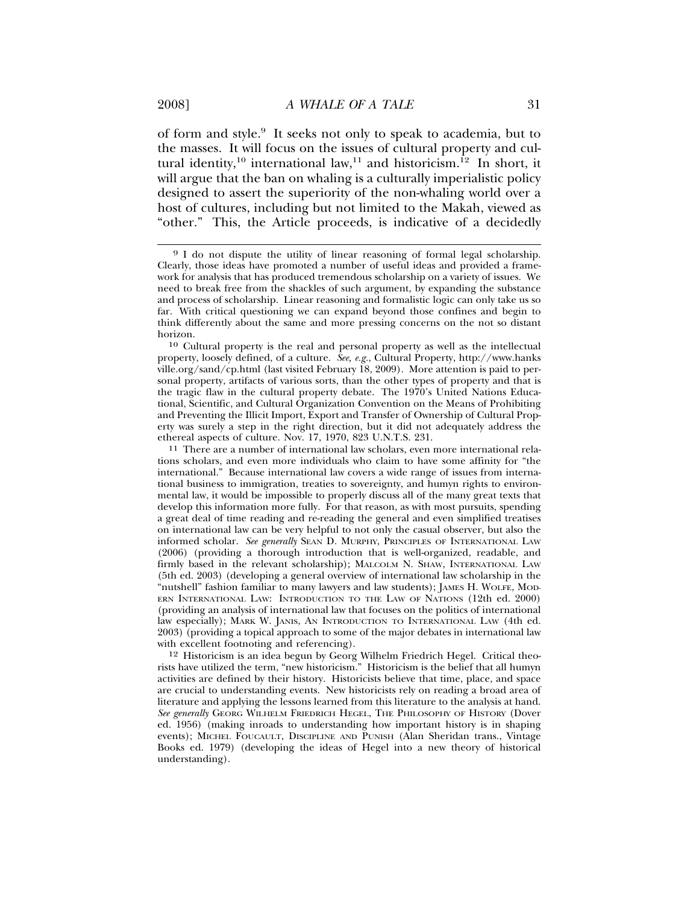of form and style.[9] It seeks not only to speak to academia, but to the masses. It will focus on the issues of cultural property and cultural identity,[10] international law,[11] and historicism.[12] In short, it will argue that the ban on whaling is a culturally imperialistic policy designed to assert the superiority of the non-whaling world over a host of cultures, including but not limited to the Makah, viewed as "other." This, the Article proceeds, is indicative of a decidedly

---

[9] I do not dispute the utility of linear reasoning of formal legal scholarship. Clearly, those ideas have promoted a number of useful ideas and provided a framework for analysis that has produced tremendous scholarship on a variety of issues. We need to break free from the shackles of such argument, by expanding the substance and process of scholarship. Linear reasoning and formalistic logic can only take us so far. With critical questioning we can expand beyond those confines and begin to think differently about the same and more pressing concerns on the not so distant horizon.

[10] Cultural property is the real and personal property as well as the intellectual property, loosely defined, of a culture. *See, e.g.*, Cultural Property, http://www.hanksville.org/sand/cp.html (last visited February 18, 2009). More attention is paid to personal property, artifacts of various sorts, than the other types of property and that is the tragic flaw in the cultural property debate. The 1970's United Nations Educational, Scientific, and Cultural Organization Convention on the Means of Prohibiting and Preventing the Illicit Import, Export and Transfer of Ownership of Cultural Property was surely a step in the right direction, but it did not adequately address the ethereal aspects of culture. Nov. 17, 1970, 823 U.N.T.S. 231.

[11] There are a number of international law scholars, even more international relations scholars, and even more individuals who claim to have some affinity for "the international." Because international law covers a wide range of issues from international business to immigration, treaties to sovereignty, and humyn rights to environmental law, it would be impossible to properly discuss all of the many great texts that develop this information more fully. For that reason, as with most pursuits, spending a great deal of time reading and re-reading the general and even simplified treatises on international law can be very helpful to not only the casual observer, but also the informed scholar. *See generally* SEAN D. MURPHY, PRINCIPLES OF INTERNATIONAL LAW (2006) (providing a thorough introduction that is well-organized, readable, and firmly based in the relevant scholarship); MALCOLM N. SHAW, INTERNATIONAL LAW (5th ed. 2003) (developing a general overview of international law scholarship in the "nutshell" fashion familiar to many lawyers and law students); JAMES H. WOLFE, MODERN INTERNATIONAL LAW: INTRODUCTION TO THE LAW OF NATIONS (12th ed. 2000) (providing an analysis of international law that focuses on the politics of international law especially); MARK W. JANIS, AN INTRODUCTION TO INTERNATIONAL LAW (4th ed. 2003) (providing a topical approach to some of the major debates in international law with excellent footnoting and referencing).

[12] Historicism is an idea begun by Georg Wilhelm Friedrich Hegel. Critical theorists have utilized the term, "new historicism." Historicism is the belief that all humyn activities are defined by their history. Historicists believe that time, place, and space are crucial to understanding events. New historicists rely on reading a broad area of literature and applying the lessons learned from this literature to the analysis at hand. *See generally* GEORG WILHELM FRIEDRICH HEGEL, THE PHILOSOPHY OF HISTORY (Dover ed. 1956) (making inroads to understanding how important history is in shaping events); MICHEL FOUCAULT, DISCIPLINE AND PUNISH (Alan Sheridan trans., Vintage Books ed. 1979) (developing the ideas of Hegel into a new theory of historical understanding).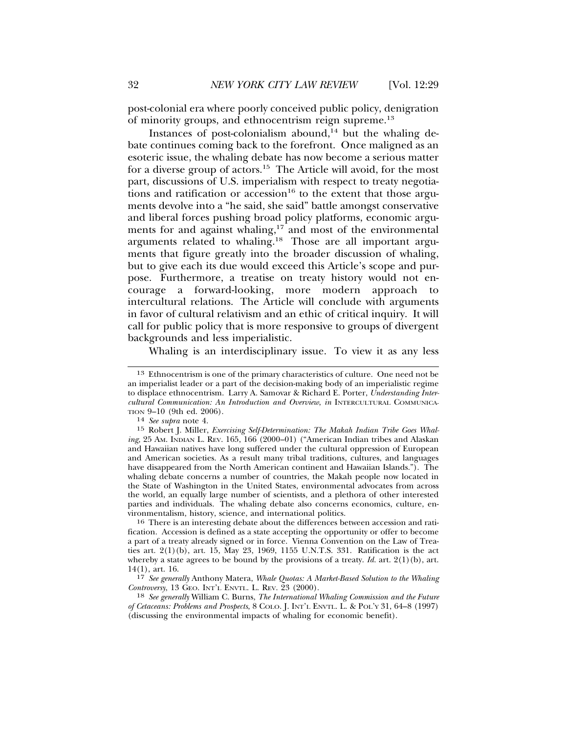post-colonial era where poorly conceived public policy, denigration of minority groups, and ethnocentrism reign supreme.[13]

Instances of post-colonialism abound,[14] but the whaling debate continues coming back to the forefront. Once maligned as an esoteric issue, the whaling debate has now become a serious matter for a diverse group of actors.[15] The Article will avoid, for the most part, discussions of U.S. imperialism with respect to treaty negotiations and ratification or accession[16] to the extent that those arguments devolve into a "he said, she said" battle amongst conservative and liberal forces pushing broad policy platforms, economic arguments for and against whaling,[17] and most of the environmental arguments related to whaling.[18] Those are all important arguments that figure greatly into the broader discussion of whaling, but to give each its due would exceed this Article's scope and purpose. Furthermore, a treatise on treaty history would not encourage a forward-looking, more modern approach to intercultural relations. The Article will conclude with arguments in favor of cultural relativism and an ethic of critical inquiry. It will call for public policy that is more responsive to groups of divergent backgrounds and less imperialistic.

Whaling is an interdisciplinary issue. To view it as any less

---

[13] Ethnocentrism is one of the primary characteristics of culture. One need not be an imperialist leader or a part of the decision-making body of an imperialistic regime to displace ethnocentrism. Larry A. Samovar & Richard E. Porter, *Understanding Intercultural Communication: An Introduction and Overview*, *in* INTERCULTURAL COMMUNICATION 9–10 (9th ed. 2006).

[14] *See supra* note 4.

[15] Robert J. Miller, *Exercising Self-Determination: The Makah Indian Tribe Goes Whaling*, 25 AM. INDIAN L. REV. 165, 166 (2000–01) ("American Indian tribes and Alaskan and Hawaiian natives have long suffered under the cultural oppression of European and American societies. As a result many tribal traditions, cultures, and languages have disappeared from the North American continent and Hawaiian Islands."). The whaling debate concerns a number of countries, the Makah people now located in the State of Washington in the United States, environmental advocates from across the world, an equally large number of scientists, and a plethora of other interested parties and individuals. The whaling debate also concerns economics, culture, environmentalism, history, science, and international politics.

[16] There is an interesting debate about the differences between accession and ratification. Accession is defined as a state accepting the opportunity or offer to become a part of a treaty already signed or in force. Vienna Convention on the Law of Treaties art. 2(1)(b), art. 15, May 23, 1969, 1155 U.N.T.S. 331. Ratification is the act whereby a state agrees to be bound by the provisions of a treaty. *Id.* art. 2(1)(b), art. 14(1), art. 16.

[17] *See generally* Anthony Matera, *Whale Quotas: A Market-Based Solution to the Whaling Controversy*, 13 GEO. INT'L ENVTL. L. REV. 23 (2000).

[18] *See generally* William C. Burns, *The International Whaling Commission and the Future of Cetaceans: Problems and Prospects*, 8 COLO. J. INT'L ENVTL. L. & POL'Y 31, 64–8 (1997) (discussing the environmental impacts of whaling for economic benefit).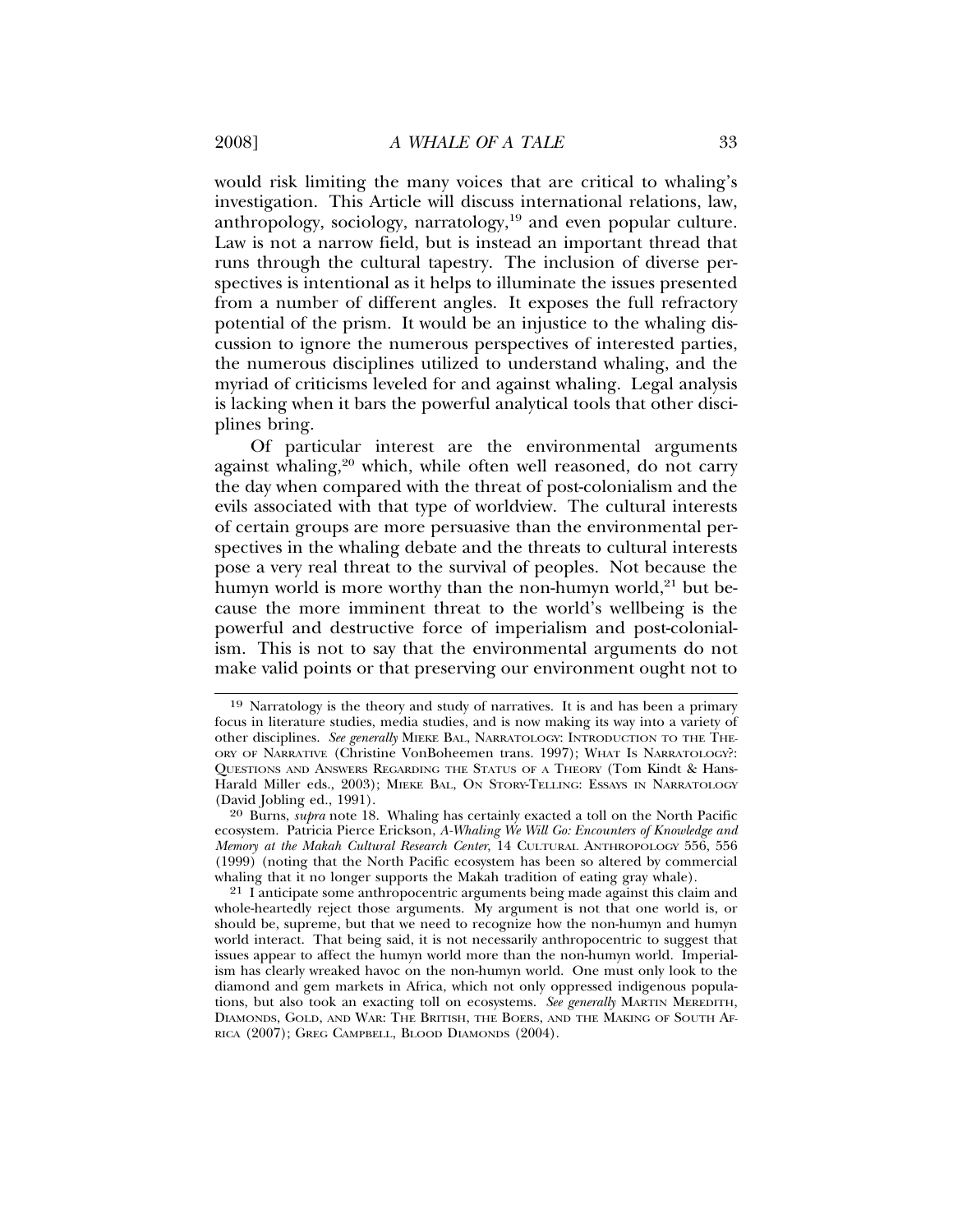would risk limiting the many voices that are critical to whaling's investigation. This Article will discuss international relations, law, anthropology, sociology, narratology,[19] and even popular culture. Law is not a narrow field, but is instead an important thread that runs through the cultural tapestry. The inclusion of diverse perspectives is intentional as it helps to illuminate the issues presented from a number of different angles. It exposes the full refractory potential of the prism. It would be an injustice to the whaling discussion to ignore the numerous perspectives of interested parties, the numerous disciplines utilized to understand whaling, and the myriad of criticisms leveled for and against whaling. Legal analysis is lacking when it bars the powerful analytical tools that other disciplines bring.

Of particular interest are the environmental arguments against whaling,[20] which, while often well reasoned, do not carry the day when compared with the threat of post-colonialism and the evils associated with that type of worldview. The cultural interests of certain groups are more persuasive than the environmental perspectives in the whaling debate and the threats to cultural interests pose a very real threat to the survival of peoples. Not because the humyn world is more worthy than the non-humyn world,[21] but because the more imminent threat to the world's wellbeing is the powerful and destructive force of imperialism and post-colonialism. This is not to say that the environmental arguments do not make valid points or that preserving our environment ought not to

---

[19] Narratology is the theory and study of narratives. It is and has been a primary focus in literature studies, media studies, and is now making its way into a variety of other disciplines. *See generally* MIEKE BAL, NARRATOLOGY: INTRODUCTION TO THE THEORY OF NARRATIVE (Christine VonBoheemen trans. 1997); WHAT IS NARRATOLOGY?: QUESTIONS AND ANSWERS REGARDING THE STATUS OF A THEORY (Tom Kindt & Hans-Harald Miller eds., 2003); MIEKE BAL, ON STORY-TELLING: ESSAYS IN NARRATOLOGY (David Jobling ed., 1991).

[20] Burns, *supra* note 18. Whaling has certainly exacted a toll on the North Pacific ecosystem. Patricia Pierce Erickson, *A-Whaling We Will Go: Encounters of Knowledge and Memory at the Makah Cultural Research Center*, 14 CULTURAL ANTHROPOLOGY 556, 556 (1999) (noting that the North Pacific ecosystem has been so altered by commercial whaling that it no longer supports the Makah tradition of eating gray whale).

[21] I anticipate some anthropocentric arguments being made against this claim and whole-heartedly reject those arguments. My argument is not that one world is, or should be, supreme, but that we need to recognize how the non-humyn and humyn world interact. That being said, it is not necessarily anthropocentric to suggest that issues appear to affect the humyn world more than the non-humyn world. Imperialism has clearly wreaked havoc on the non-humyn world. One must only look to the diamond and gem markets in Africa, which not only oppressed indigenous populations, but also took an exacting toll on ecosystems. *See generally* MARTIN MEREDITH, DIAMONDS, GOLD, AND WAR: THE BRITISH, THE BOERS, AND THE MAKING OF SOUTH AFRICA (2007); GREG CAMPBELL, BLOOD DIAMONDS (2004).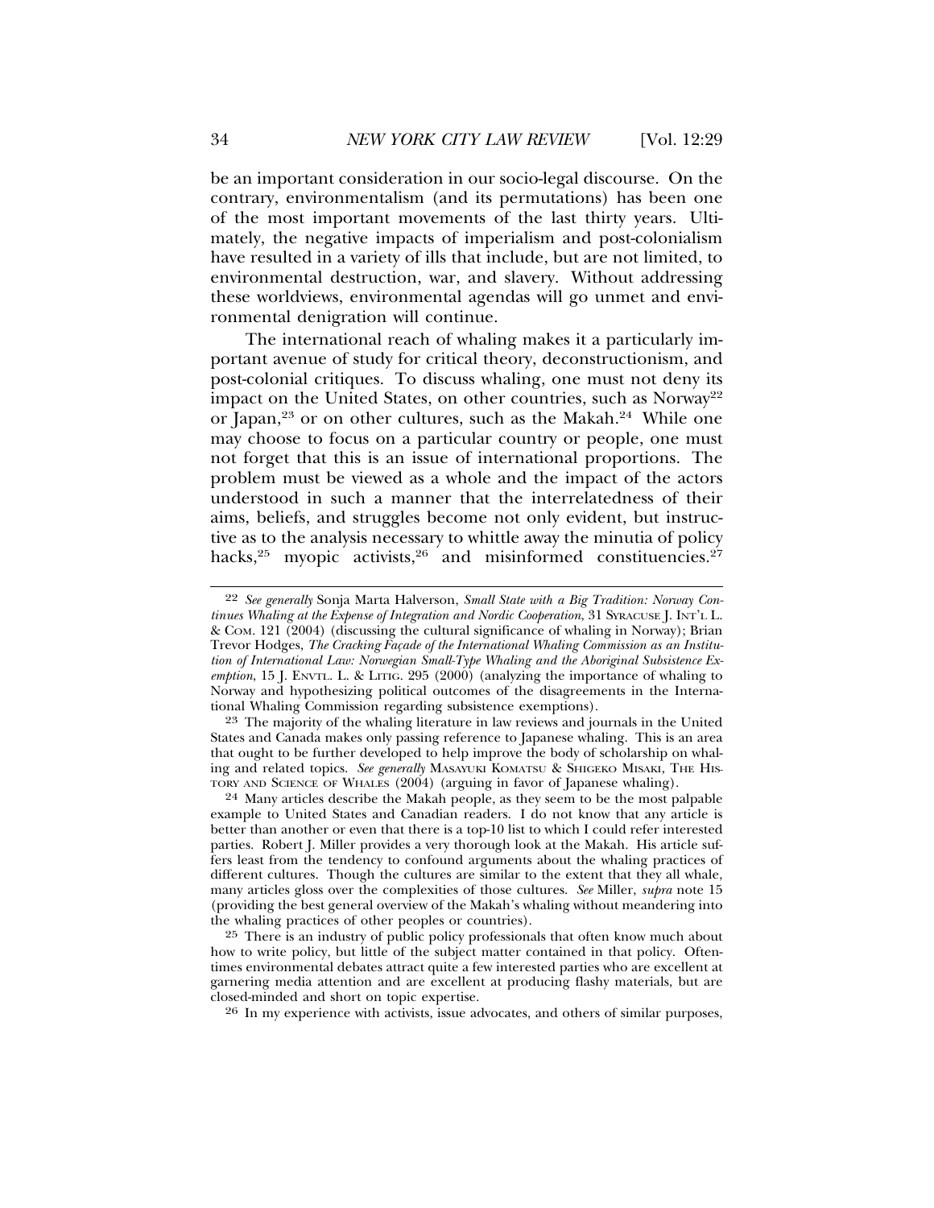be an important consideration in our socio-legal discourse. On the contrary, environmentalism (and its permutations) has been one of the most important movements of the last thirty years. Ultimately, the negative impacts of imperialism and post-colonialism have resulted in a variety of ills that include, but are not limited, to environmental destruction, war, and slavery. Without addressing these worldviews, environmental agendas will go unmet and environmental denigration will continue.

The international reach of whaling makes it a particularly important avenue of study for critical theory, deconstructionism, and post-colonial critiques. To discuss whaling, one must not deny its impact on the United States, on other countries, such as Norway[22] or Japan,[23] or on other cultures, such as the Makah.[24] While one may choose to focus on a particular country or people, one must not forget that this is an issue of international proportions. The problem must be viewed as a whole and the impact of the actors understood in such a manner that the interrelatedness of their aims, beliefs, and struggles become not only evident, but instructive as to the analysis necessary to whittle away the minutia of policy hacks,[25] myopic activists,[26] and misinformed constituencies.[27]

---

[22] *See generally* Sonja Marta Halverson, *Small State with a Big Tradition: Norway Continues Whaling at the Expense of Integration and Nordic Cooperation*, 31 SYRACUSE J. INT'L L. & COM. 121 (2004) (discussing the cultural significance of whaling in Norway); Brian Trevor Hodges, *The Cracking Façade of the International Whaling Commission as an Institution of International Law: Norwegian Small-Type Whaling and the Aboriginal Subsistence Exemption*, 15 J. ENVTL. L. & LITIG. 295 (2000) (analyzing the importance of whaling to Norway and hypothesizing political outcomes of the disagreements in the International Whaling Commission regarding subsistence exemptions).

[23] The majority of the whaling literature in law reviews and journals in the United States and Canada makes only passing reference to Japanese whaling. This is an area that ought to be further developed to help improve the body of scholarship on whaling and related topics. *See generally* MASAYUKI KOMATSU & SHIGEKO MISAKI, THE HISTORY AND SCIENCE OF WHALES (2004) (arguing in favor of Japanese whaling).

[24] Many articles describe the Makah people, as they seem to be the most palpable example to United States and Canadian readers. I do not know that any article is better than another or even that there is a top-10 list to which I could refer interested parties. Robert J. Miller provides a very thorough look at the Makah. His article suffers least from the tendency to confound arguments about the whaling practices of different cultures. Though the cultures are similar to the extent that they all whale, many articles gloss over the complexities of those cultures. *See* Miller, *supra* note 15 (providing the best general overview of the Makah's whaling without meandering into the whaling practices of other peoples or countries).

[25] There is an industry of public policy professionals that often know much about how to write policy, but little of the subject matter contained in that policy. Oftentimes environmental debates attract quite a few interested parties who are excellent at garnering media attention and are excellent at producing flashy materials, but are closed-minded and short on topic expertise.

[26] In my experience with activists, issue advocates, and others of similar purposes,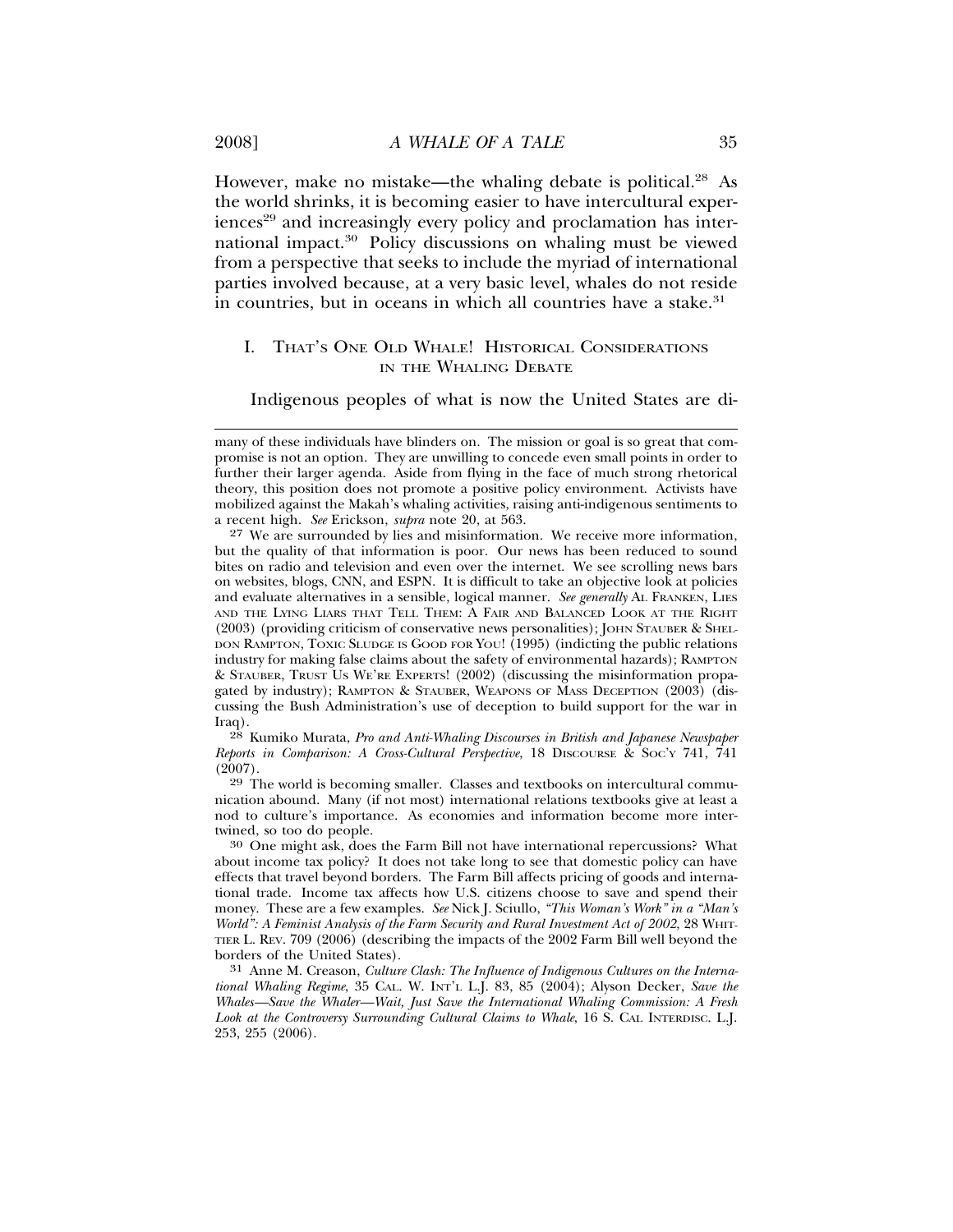However, make no mistake—the whaling debate is political.[28] As the world shrinks, it is becoming easier to have intercultural experiences[29] and increasingly every policy and proclamation has international impact.[30] Policy discussions on whaling must be viewed from a perspective that seeks to include the myriad of international parties involved because, at a very basic level, whales do not reside in countries, but in oceans in which all countries have a stake.[31]

## I. That's One Old Whale! Historical Considerations in the Whaling Debate

Indigenous peoples of what is now the United States are di-

---

many of these individuals have blinders on. The mission or goal is so great that compromise is not an option. They are unwilling to concede even small points in order to further their larger agenda. Aside from flying in the face of much strong rhetorical theory, this position does not promote a positive policy environment. Activists have mobilized against the Makah's whaling activities, raising anti-indigenous sentiments to a recent high. *See* Erickson, *supra* note 20, at 563.

[27] We are surrounded by lies and misinformation. We receive more information, but the quality of that information is poor. Our news has been reduced to sound bites on radio and television and even over the internet. We see scrolling news bars on websites, blogs, CNN, and ESPN. It is difficult to take an objective look at policies and evaluate alternatives in a sensible, logical manner. *See generally* Al Franken, Lies and the Lying Liars that Tell Them: A Fair and Balanced Look at the Right (2003) (providing criticism of conservative news personalities); John Stauber & Sheldon Rampton, Toxic Sludge is Good for You! (1995) (indicting the public relations industry for making false claims about the safety of environmental hazards); Rampton & Stauber, Trust Us We're Experts! (2002) (discussing the misinformation propagated by industry); Rampton & Stauber, Weapons of Mass Deception (2003) (discussing the Bush Administration's use of deception to build support for the war in Iraq).

[28] Kumiko Murata, *Pro and Anti-Whaling Discourses in British and Japanese Newspaper Reports in Comparison: A Cross-Cultural Perspective*, 18 Discourse & Soc'y 741, 741 (2007).

[29] The world is becoming smaller. Classes and textbooks on intercultural communication abound. Many (if not most) international relations textbooks give at least a nod to culture's importance. As economies and information become more intertwined, so too do people.

[30] One might ask, does the Farm Bill not have international repercussions? What about income tax policy? It does not take long to see that domestic policy can have effects that travel beyond borders. The Farm Bill affects pricing of goods and international trade. Income tax affects how U.S. citizens choose to save and spend their money. These are a few examples. *See* Nick J. Sciullo, *"This Woman's Work" in a "Man's World": A Feminist Analysis of the Farm Security and Rural Investment Act of 2002*, 28 Whittier L. Rev. 709 (2006) (describing the impacts of the 2002 Farm Bill well beyond the borders of the United States).

[31] Anne M. Creason, *Culture Clash: The Influence of Indigenous Cultures on the International Whaling Regime*, 35 Cal. W. Int'l L.J. 83, 85 (2004); Alyson Decker, *Save the Whales—Save the Whaler—Wait, Just Save the International Whaling Commission: A Fresh Look at the Controversy Surrounding Cultural Claims to Whale*, 16 S. Cal. Interdisc. L.J. 253, 255 (2006).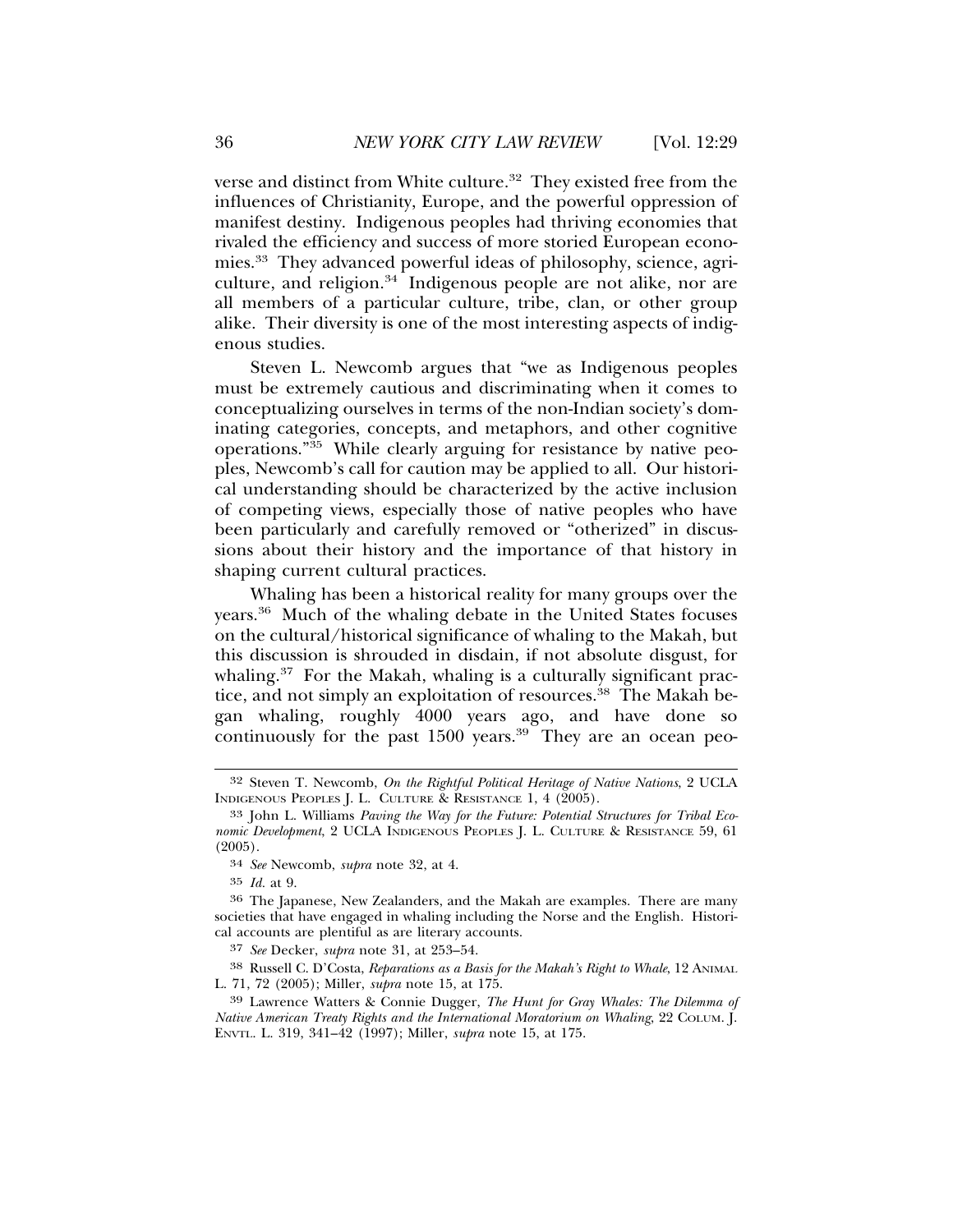verse and distinct from White culture.[32] They existed free from the influences of Christianity, Europe, and the powerful oppression of manifest destiny. Indigenous peoples had thriving economies that rivaled the efficiency and success of more storied European economies.[33] They advanced powerful ideas of philosophy, science, agriculture, and religion.[34] Indigenous people are not alike, nor are all members of a particular culture, tribe, clan, or other group alike. Their diversity is one of the most interesting aspects of indigenous studies.

Steven L. Newcomb argues that "we as Indigenous peoples must be extremely cautious and discriminating when it comes to conceptualizing ourselves in terms of the non-Indian society's dominating categories, concepts, and metaphors, and other cognitive operations."[35] While clearly arguing for resistance by native peoples, Newcomb's call for caution may be applied to all. Our historical understanding should be characterized by the active inclusion of competing views, especially those of native peoples who have been particularly and carefully removed or "otherized" in discussions about their history and the importance of that history in shaping current cultural practices.

Whaling has been a historical reality for many groups over the years.[36] Much of the whaling debate in the United States focuses on the cultural/historical significance of whaling to the Makah, but this discussion is shrouded in disdain, if not absolute disgust, for whaling.[37] For the Makah, whaling is a culturally significant practice, and not simply an exploitation of resources.[38] The Makah began whaling, roughly 4000 years ago, and have done so continuously for the past 1500 years.[39] They are an ocean peo-

---

32 Steven T. Newcomb, *On the Rightful Political Heritage of Native Nations*, 2 UCLA INDIGENOUS PEOPLES J. L. CULTURE & RESISTANCE 1, 4 (2005).

33 John L. Williams *Paving the Way for the Future: Potential Structures for Tribal Economic Development*, 2 UCLA INDIGENOUS PEOPLES J. L. CULTURE & RESISTANCE 59, 61 (2005).

34 *See* Newcomb, *supra* note 32, at 4.

35 *Id.* at 9.

36 The Japanese, New Zealanders, and the Makah are examples. There are many societies that have engaged in whaling including the Norse and the English. Historical accounts are plentiful as are literary accounts.

37 *See* Decker, *supra* note 31, at 253–54.

38 Russell C. D'Costa, *Reparations as a Basis for the Makah's Right to Whale*, 12 ANIMAL L. 71, 72 (2005); Miller, *supra* note 15, at 175.

39 Lawrence Watters & Connie Dugger, *The Hunt for Gray Whales: The Dilemma of Native American Treaty Rights and the International Moratorium on Whaling*, 22 COLUM. J. ENVTL. L. 319, 341–42 (1997); Miller, *supra* note 15, at 175.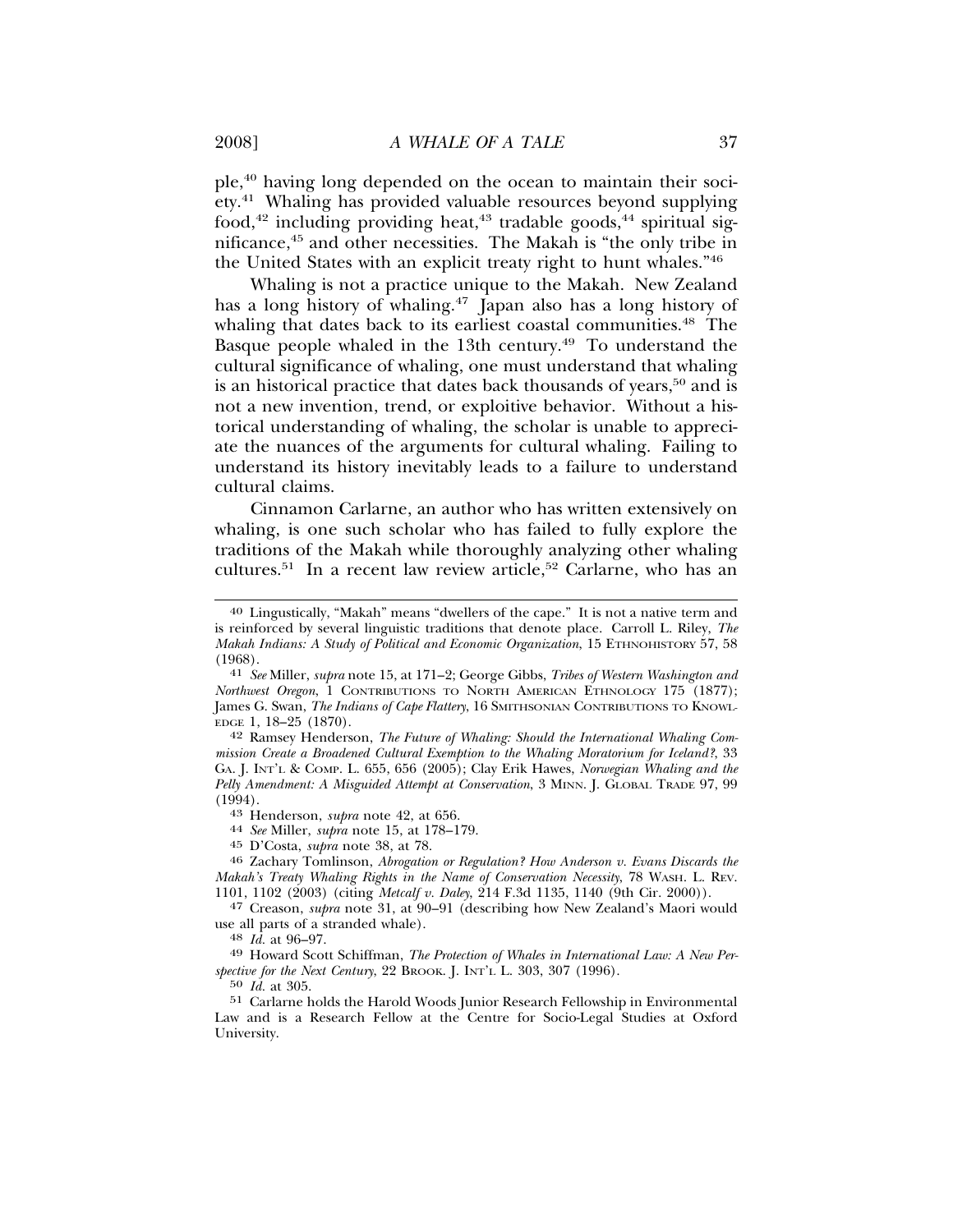ple,[40] having long depended on the ocean to maintain their society.[41] Whaling has provided valuable resources beyond supplying food,[42] including providing heat,[43] tradable goods,[44] spiritual significance,[45] and other necessities. The Makah is "the only tribe in the United States with an explicit treaty right to hunt whales."[46]

Whaling is not a practice unique to the Makah. New Zealand has a long history of whaling.[47] Japan also has a long history of whaling that dates back to its earliest coastal communities.[48] The Basque people whaled in the 13th century.[49] To understand the cultural significance of whaling, one must understand that whaling is an historical practice that dates back thousands of years,[50] and is not a new invention, trend, or exploitive behavior. Without a historical understanding of whaling, the scholar is unable to appreciate the nuances of the arguments for cultural whaling. Failing to understand its history inevitably leads to a failure to understand cultural claims.

Cinnamon Carlarne, an author who has written extensively on whaling, is one such scholar who has failed to fully explore the traditions of the Makah while thoroughly analyzing other whaling cultures.[51] In a recent law review article,[52] Carlarne, who has an

---

40 Lingustically, "Makah" means "dwellers of the cape." It is not a native term and is reinforced by several linguistic traditions that denote place. Carroll L. Riley, *The Makah Indians: A Study of Political and Economic Organization*, 15 ETHNOHISTORY 57, 58 (1968).

41 *See* Miller, *supra* note 15, at 171–2; George Gibbs, *Tribes of Western Washington and Northwest Oregon*, 1 CONTRIBUTIONS TO NORTH AMERICAN ETHNOLOGY 175 (1877); James G. Swan, *The Indians of Cape Flattery*, 16 SMITHSONIAN CONTRIBUTIONS TO KNOWLEDGE 1, 18–25 (1870).

42 Ramsey Henderson, *The Future of Whaling: Should the International Whaling Commission Create a Broadened Cultural Exemption to the Whaling Moratorium for Iceland?*, 33 GA. J. INT'L & COMP. L. 655, 656 (2005); Clay Erik Hawes, *Norwegian Whaling and the Pelly Amendment: A Misguided Attempt at Conservation*, 3 MINN. J. GLOBAL TRADE 97, 99 (1994).

43 Henderson, *supra* note 42, at 656.

44 *See* Miller, *supra* note 15, at 178–179.

45 D'Costa, *supra* note 38, at 78.

46 Zachary Tomlinson, *Abrogation or Regulation? How Anderson v. Evans Discards the Makah's Treaty Whaling Rights in the Name of Conservation Necessity*, 78 WASH. L. REV. 1101, 1102 (2003) (citing *Metcalf v. Daley*, 214 F.3d 1135, 1140 (9th Cir. 2000)).

47 Creason, *supra* note 31, at 90–91 (describing how New Zealand's Maori would use all parts of a stranded whale).

48 *Id.* at 96–97.

49 Howard Scott Schiffman, *The Protection of Whales in International Law: A New Perspective for the Next Century*, 22 BROOK. J. INT'L L. 303, 307 (1996).

50 *Id.* at 305.

51 Carlarne holds the Harold Woods Junior Research Fellowship in Environmental Law and is a Research Fellow at the Centre for Socio-Legal Studies at Oxford University.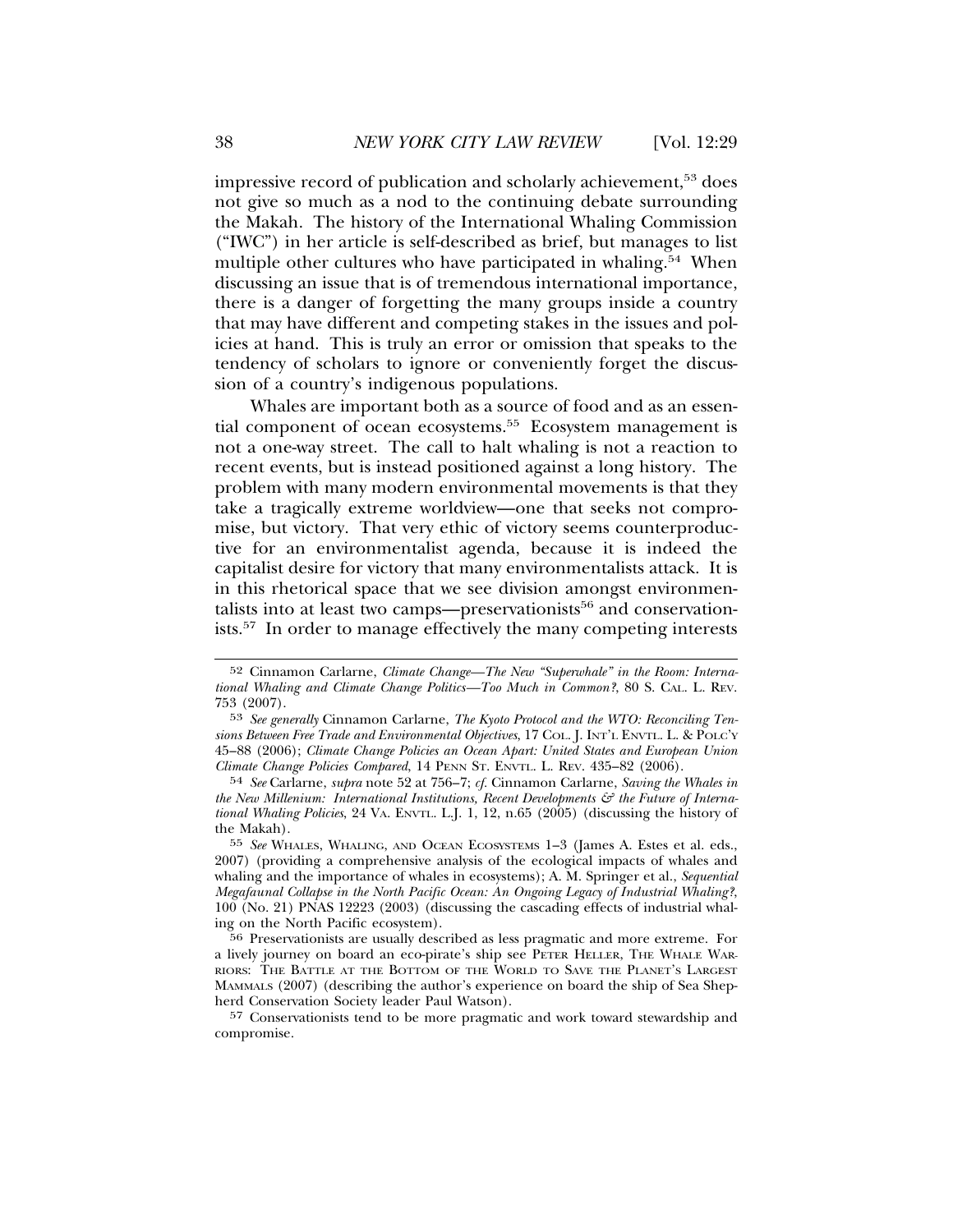impressive record of publication and scholarly achievement,[53] does not give so much as a nod to the continuing debate surrounding the Makah. The history of the International Whaling Commission ("IWC") in her article is self-described as brief, but manages to list multiple other cultures who have participated in whaling.[54] When discussing an issue that is of tremendous international importance, there is a danger of forgetting the many groups inside a country that may have different and competing stakes in the issues and policies at hand. This is truly an error or omission that speaks to the tendency of scholars to ignore or conveniently forget the discussion of a country's indigenous populations.

Whales are important both as a source of food and as an essential component of ocean ecosystems.[55] Ecosystem management is not a one-way street. The call to halt whaling is not a reaction to recent events, but is instead positioned against a long history. The problem with many modern environmental movements is that they take a tragically extreme worldview—one that seeks not compromise, but victory. That very ethic of victory seems counterproductive for an environmentalist agenda, because it is indeed the capitalist desire for victory that many environmentalists attack. It is in this rhetorical space that we see division amongst environmentalists into at least two camps—preservationists[56] and conservationists.[57] In order to manage effectively the many competing interests

---

[52] Cinnamon Carlarne, *Climate Change—The New "Superwhale" in the Room: International Whaling and Climate Change Politics—Too Much in Common?*, 80 S. CAL. L. REV. 753 (2007).

[53] *See generally* Cinnamon Carlarne, *The Kyoto Protocol and the WTO: Reconciling Tensions Between Free Trade and Environmental Objectives*, 17 COL. J. INT'L ENVTL. L. & POLC'Y 45–88 (2006); *Climate Change Policies an Ocean Apart: United States and European Union Climate Change Policies Compared*, 14 PENN ST. ENVTL. L. REV. 435–82 (2006).

[54] *See* Carlarne, *supra* note 52 at 756–7; *cf.* Cinnamon Carlarne, *Saving the Whales in the New Millenium: International Institutions, Recent Developments & the Future of International Whaling Policies*, 24 VA. ENVTL. L.J. 1, 12, n.65 (2005) (discussing the history of the Makah).

[55] *See* WHALES, WHALING, AND OCEAN ECOSYSTEMS 1–3 (James A. Estes et al. eds., 2007) (providing a comprehensive analysis of the ecological impacts of whales and whaling and the importance of whales in ecosystems); A. M. Springer et al., *Sequential Megafaunal Collapse in the North Pacific Ocean: An Ongoing Legacy of Industrial Whaling?*, 100 (No. 21) PNAS 12223 (2003) (discussing the cascading effects of industrial whaling on the North Pacific ecosystem).

[56] Preservationists are usually described as less pragmatic and more extreme. For a lively journey on board an eco-pirate's ship see PETER HELLER, THE WHALE WARRIORS: THE BATTLE AT THE BOTTOM OF THE WORLD TO SAVE THE PLANET'S LARGEST MAMMALS (2007) (describing the author's experience on board the ship of Sea Shepherd Conservation Society leader Paul Watson).

[57] Conservationists tend to be more pragmatic and work toward stewardship and compromise.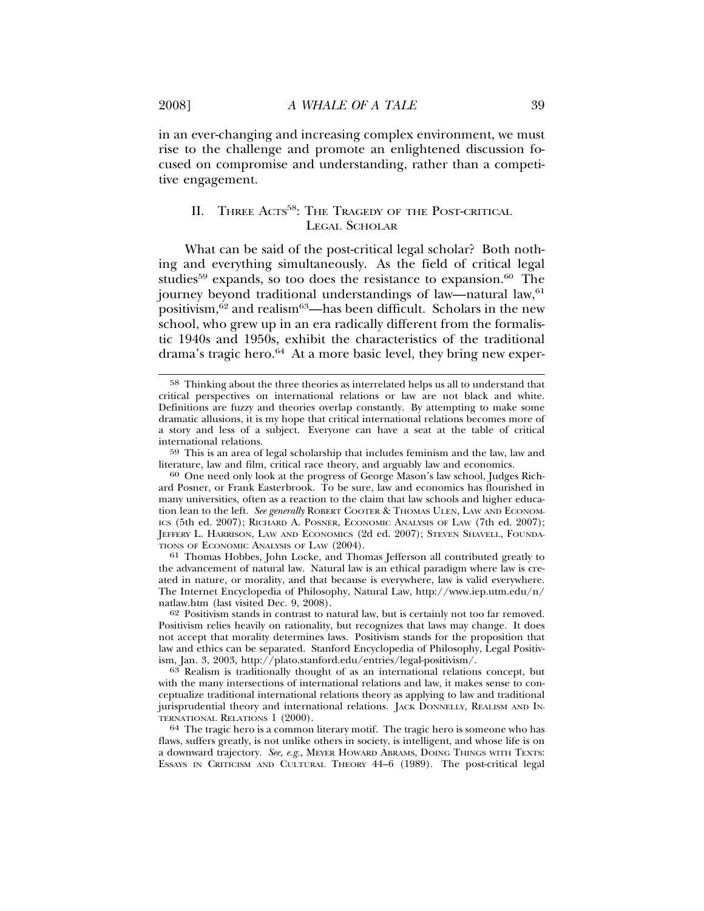in an ever-changing and increasing complex environment, we must rise to the challenge and promote an enlightened discussion focused on compromise and understanding, rather than a competitive engagement.

## II. Three Acts[58]: The Tragedy of the Post-critical Legal Scholar

What can be said of the post-critical legal scholar? Both nothing and everything simultaneously. As the field of critical legal studies[59] expands, so too does the resistance to expansion.[60] The journey beyond traditional understandings of law—natural law,[61] positivism,[62] and realism[63]—has been difficult. Scholars in the new school, who grew up in an era radically different from the formalistic 1940s and 1950s, exhibit the characteristics of the traditional drama's tragic hero.[64] At a more basic level, they bring new exper-

---

[58] Thinking about the three theories as interrelated helps us all to understand that critical perspectives on international relations or law are not black and white. Definitions are fuzzy and theories overlap constantly. By attempting to make some dramatic allusions, it is my hope that critical international relations becomes more of a story and less of a subject. Everyone can have a seat at the table of critical international relations.

[59] This is an area of legal scholarship that includes feminism and the law, law and literature, law and film, critical race theory, and arguably law and economics.

[60] One need only look at the progress of George Mason's law school, Judges Richard Posner, or Frank Easterbrook. To be sure, law and economics has flourished in many universities, often as a reaction to the claim that law schools and higher education lean to the left. *See generally* Robert Cooter & Thomas Ulen, Law and Economics (5th ed. 2007); Richard A. Posner, Economic Analysis of Law (7th ed. 2007); Jeffery L. Harrison, Law and Economics (2d ed. 2007); Steven Shavell, Foundations of Economic Analysis of Law (2004).

[61] Thomas Hobbes, John Locke, and Thomas Jefferson all contributed greatly to the advancement of natural law. Natural law is an ethical paradigm where law is created in nature, or morality, and that because is everywhere, law is valid everywhere. The Internet Encyclopedia of Philosophy, Natural Law, http://www.iep.utm.edu/n/natlaw.htm (last visited Dec. 9, 2008).

[62] Positivism stands in contrast to natural law, but is certainly not too far removed. Positivism relies heavily on rationality, but recognizes that laws may change. It does not accept that morality determines laws. Positivism stands for the proposition that law and ethics can be separated. Stanford Encyclopedia of Philosophy, Legal Positivism, Jan. 3, 2003, http://plato.stanford.edu/entries/legal-positivism/.

[63] Realism is traditionally thought of as an international relations concept, but with the many intersections of international relations and law, it makes sense to conceptualize traditional international relations theory as applying to law and traditional jurisprudential theory and international relations. Jack Donnelly, Realism and International Relations 1 (2000).

[64] The tragic hero is a common literary motif. The tragic hero is someone who has flaws, suffers greatly, is not unlike others in society, is intelligent, and whose life is on a downward trajectory. *See, e.g.*, Meyer Howard Abrams, Doing Things with Texts: Essays in Criticism and Cultural Theory 44–6 (1989). The post-critical legal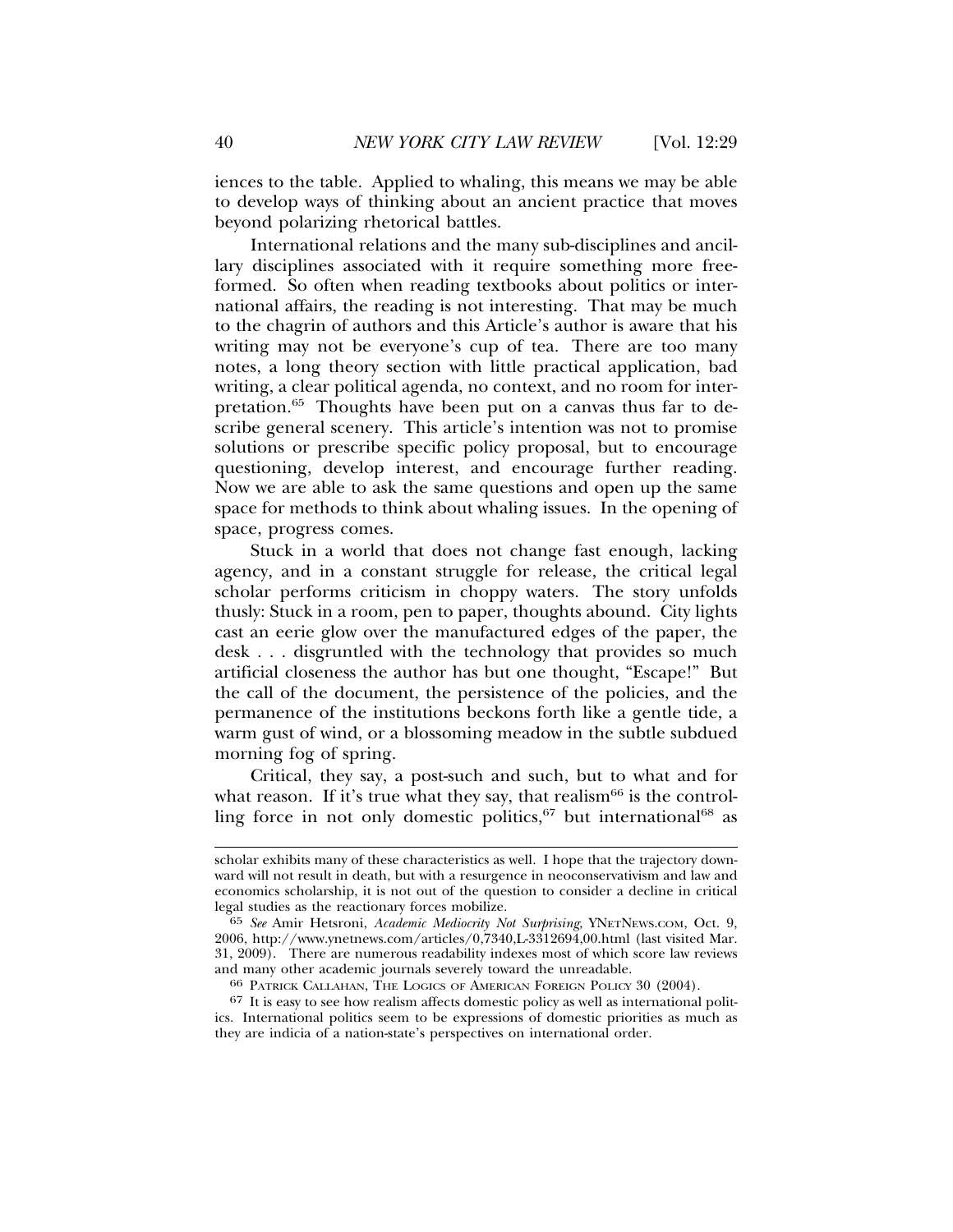iences to the table. Applied to whaling, this means we may be able to develop ways of thinking about an ancient practice that moves beyond polarizing rhetorical battles.

International relations and the many sub-disciplines and ancillary disciplines associated with it require something more free-formed. So often when reading textbooks about politics or international affairs, the reading is not interesting. That may be much to the chagrin of authors and this Article's author is aware that his writing may not be everyone's cup of tea. There are too many notes, a long theory section with little practical application, bad writing, a clear political agenda, no context, and no room for interpretation.[65] Thoughts have been put on a canvas thus far to describe general scenery. This article's intention was not to promise solutions or prescribe specific policy proposal, but to encourage questioning, develop interest, and encourage further reading. Now we are able to ask the same questions and open up the same space for methods to think about whaling issues. In the opening of space, progress comes.

Stuck in a world that does not change fast enough, lacking agency, and in a constant struggle for release, the critical legal scholar performs criticism in choppy waters. The story unfolds thusly: Stuck in a room, pen to paper, thoughts abound. City lights cast an eerie glow over the manufactured edges of the paper, the desk . . . disgruntled with the technology that provides so much artificial closeness the author has but one thought, "Escape!" But the call of the document, the persistence of the policies, and the permanence of the institutions beckons forth like a gentle tide, a warm gust of wind, or a blossoming meadow in the subtle subdued morning fog of spring.

Critical, they say, a post-such and such, but to what and for what reason. If it's true what they say, that realism[66] is the controlling force in not only domestic politics,[67] but international[68] as

---

scholar exhibits many of these characteristics as well. I hope that the trajectory downward will not result in death, but with a resurgence in neoconservativism and law and economics scholarship, it is not out of the question to consider a decline in critical legal studies as the reactionary forces mobilize.

65 *See* Amir Hetsroni, *Academic Mediocrity Not Surprising*, YNETNEWS.COM, Oct. 9, 2006, http://www.ynetnews.com/articles/0,7340,L-3312694,00.html (last visited Mar. 31, 2009). There are numerous readability indexes most of which score law reviews and many other academic journals severely toward the unreadable.

66 PATRICK CALLAHAN, THE LOGICS OF AMERICAN FOREIGN POLICY 30 (2004).

67 It is easy to see how realism affects domestic policy as well as international politics. International politics seem to be expressions of domestic priorities as much as they are indicia of a nation-state's perspectives on international order.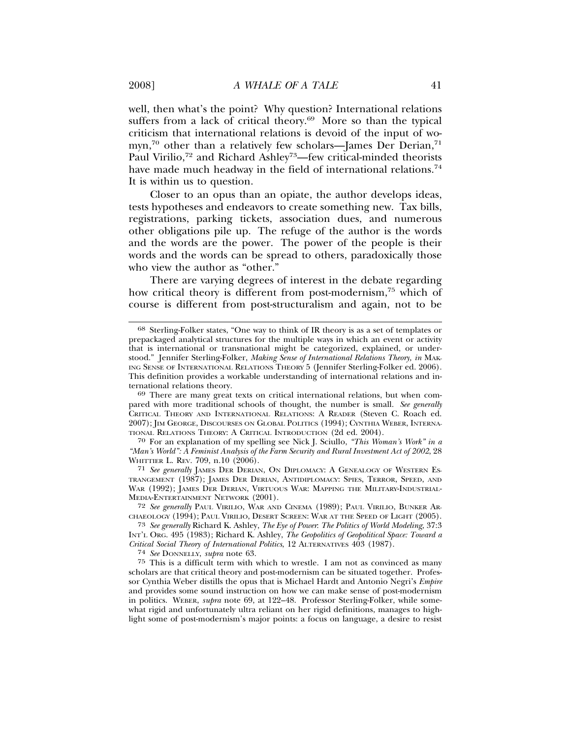well, then what's the point? Why question? International relations suffers from a lack of critical theory.[69] More so than the typical criticism that international relations is devoid of the input of womyn,[70] other than a relatively few scholars—James Der Derian,[71] Paul Virilio,[72] and Richard Ashley[73]—few critical-minded theorists have made much headway in the field of international relations.[74] It is within us to question.

Closer to an opus than an opiate, the author develops ideas, tests hypotheses and endeavors to create something new. Tax bills, registrations, parking tickets, association dues, and numerous other obligations pile up. The refuge of the author is the words and the words are the power. The power of the people is their words and the words can be spread to others, paradoxically those who view the author as "other."

There are varying degrees of interest in the debate regarding how critical theory is different from post-modernism,[75] which of course is different from post-structuralism and again, not to be

---

[68] Sterling-Folker states, "One way to think of IR theory is as a set of templates or prepackaged analytical structures for the multiple ways in which an event or activity that is international or transnational might be categorized, explained, or understood." Jennifer Sterling-Folker, *Making Sense of International Relations Theory, in* MAKING SENSE OF INTERNATIONAL RELATIONS THEORY 5 (Jennifer Sterling-Folker ed. 2006). This definition provides a workable understanding of international relations and international relations theory.

[69] There are many great texts on critical international relations, but when compared with more traditional schools of thought, the number is small. *See generally* CRITICAL THEORY AND INTERNATIONAL RELATIONS: A READER (Steven C. Roach ed. 2007); JIM GEORGE, DISCOURSES ON GLOBAL POLITICS (1994); CYNTHIA WEBER, INTERNATIONAL RELATIONS THEORY: A CRITICAL INTRODUCTION (2d ed. 2004).

[70] For an explanation of my spelling see Nick J. Sciullo, *"This Woman's Work" in a "Man's World": A Feminist Analysis of the Farm Security and Rural Investment Act of 2002*, 28 WHITTIER L. REV. 709, n.10 (2006).

[71] *See generally* JAMES DER DERIAN, ON DIPLOMACY: A GENEALOGY OF WESTERN ESTRANGEMENT (1987); JAMES DER DERIAN, ANTIDIPLOMACY: SPIES, TERROR, SPEED, AND WAR (1992); JAMES DER DERIAN, VIRTUOUS WAR: MAPPING THE MILITARY-INDUSTRIAL-MEDIA-ENTERTAINMENT NETWORK (2001).

[72] *See generally* PAUL VIRILIO, WAR AND CINEMA (1989); PAUL VIRILIO, BUNKER ARCHAEOLOGY (1994); PAUL VIRILIO, DESERT SCREEN: WAR AT THE SPEED OF LIGHT (2005).

[73] *See generally* Richard K. Ashley, *The Eye of Power: The Politics of World Modeling*, 37:3 INT'L ORG. 495 (1983); Richard K. Ashley, *The Geopolitics of Geopolitical Space: Toward a Critical Social Theory of International Politics*, 12 ALTERNATIVES 403 (1987).

[74] *See* DONNELLY, *supra* note 63.

[75] This is a difficult term with which to wrestle. I am not as convinced as many scholars are that critical theory and post-modernism can be situated together. Professor Cynthia Weber distills the opus that is Michael Hardt and Antonio Negri's *Empire* and provides some sound instruction on how we can make sense of post-modernism in politics. WEBER, *supra* note 69, at 122–48. Professor Sterling-Folker, while somewhat rigid and unfortunately ultra reliant on her rigid definitions, manages to highlight some of post-modernism's major points: a focus on language, a desire to resist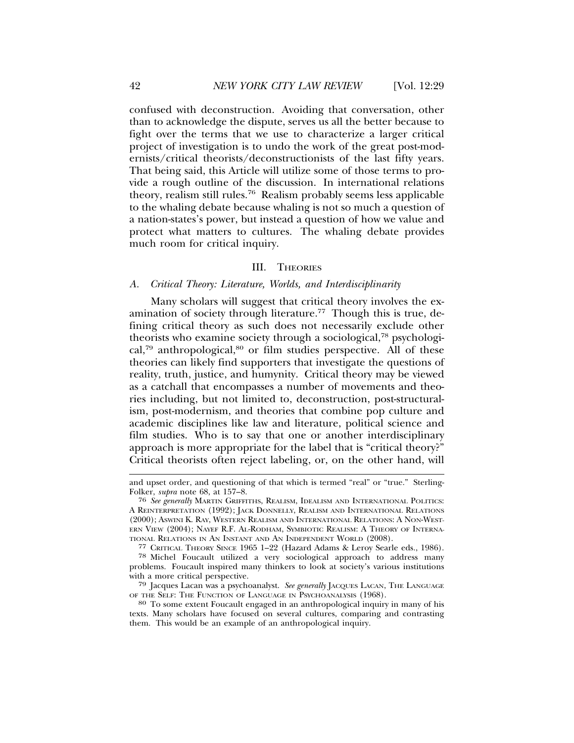confused with deconstruction. Avoiding that conversation, other than to acknowledge the dispute, serves us all the better because to fight over the terms that we use to characterize a larger critical project of investigation is to undo the work of the great post-modernists/critical theorists/deconstructionists of the last fifty years. That being said, this Article will utilize some of those terms to provide a rough outline of the discussion. In international relations theory, realism still rules.[76] Realism probably seems less applicable to the whaling debate because whaling is not so much a question of a nation-states's power, but instead a question of how we value and protect what matters to cultures. The whaling debate provides much room for critical inquiry.

## III. Theories

### A. *Critical Theory: Literature, Worlds, and Interdisciplinarity*

Many scholars will suggest that critical theory involves the examination of society through literature.[77] Though this is true, defining critical theory as such does not necessarily exclude other theorists who examine society through a sociological,[78] psychological,[79] anthropological,[80] or film studies perspective. All of these theories can likely find supporters that investigate the questions of reality, truth, justice, and humynity. Critical theory may be viewed as a catchall that encompasses a number of movements and theories including, but not limited to, deconstruction, post-structuralism, post-modernism, and theories that combine pop culture and academic disciplines like law and literature, political science and film studies. Who is to say that one or another interdisciplinary approach is more appropriate for the label that is "critical theory?" Critical theorists often reject labeling, or, on the other hand, will

---

and upset order, and questioning of that which is termed "real" or "true." Sterling-Folker, *supra* note 68, at 157–8.

[76] *See generally* Martin Griffiths, Realism, Idealism and International Politics: A Reinterpretation (1992); Jack Donnelly, Realism and International Relations (2000); Aswini K. Ray, Western Realism and International Relations: A Non-Western View (2004); Nayef R.F. Al-Rodham, Symbiotic Realism: A Theory of International Relations in An Instant and An Independent World (2008).

[77] Critical Theory Since 1965 1–22 (Hazard Adams & Leroy Searle eds., 1986).

[78] Michel Foucault utilized a very sociological approach to address many problems. Foucault inspired many thinkers to look at society's various institutions with a more critical perspective.

[79] Jacques Lacan was a psychoanalyst. *See generally* Jacques Lacan, The Language of the Self: The Function of Language in Psychoanalysis (1968).

[80] To some extent Foucault engaged in an anthropological inquiry in many of his texts. Many scholars have focused on several cultures, comparing and contrasting them. This would be an example of an anthropological inquiry.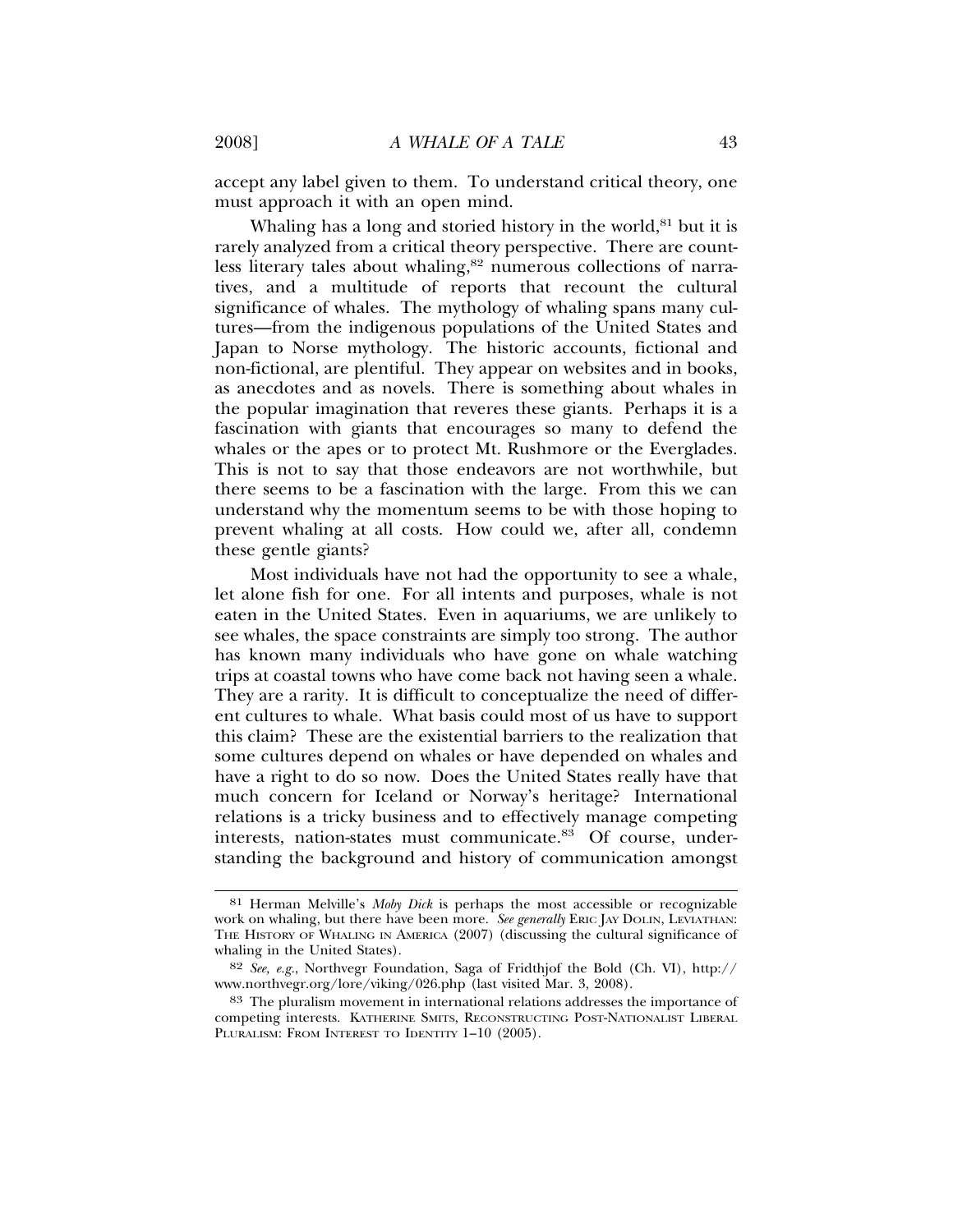accept any label given to them. To understand critical theory, one must approach it with an open mind.

Whaling has a long and storied history in the world,[81] but it is rarely analyzed from a critical theory perspective. There are countless literary tales about whaling,[82] numerous collections of narratives, and a multitude of reports that recount the cultural significance of whales. The mythology of whaling spans many cultures—from the indigenous populations of the United States and Japan to Norse mythology. The historic accounts, fictional and non-fictional, are plentiful. They appear on websites and in books, as anecdotes and as novels. There is something about whales in the popular imagination that reveres these giants. Perhaps it is a fascination with giants that encourages so many to defend the whales or the apes or to protect Mt. Rushmore or the Everglades. This is not to say that those endeavors are not worthwhile, but there seems to be a fascination with the large. From this we can understand why the momentum seems to be with those hoping to prevent whaling at all costs. How could we, after all, condemn these gentle giants?

Most individuals have not had the opportunity to see a whale, let alone fish for one. For all intents and purposes, whale is not eaten in the United States. Even in aquariums, we are unlikely to see whales, the space constraints are simply too strong. The author has known many individuals who have gone on whale watching trips at coastal towns who have come back not having seen a whale. They are a rarity. It is difficult to conceptualize the need of different cultures to whale. What basis could most of us have to support this claim? These are the existential barriers to the realization that some cultures depend on whales or have depended on whales and have a right to do so now. Does the United States really have that much concern for Iceland or Norway's heritage? International relations is a tricky business and to effectively manage competing interests, nation-states must communicate.[83] Of course, understanding the background and history of communication amongst

---

[81] Herman Melville's *Moby Dick* is perhaps the most accessible or recognizable work on whaling, but there have been more. *See generally* ERIC JAY DOLIN, LEVIATHAN: THE HISTORY OF WHALING IN AMERICA (2007) (discussing the cultural significance of whaling in the United States).

[82] *See, e.g.*, Northvegr Foundation, Saga of Fridthjof the Bold (Ch. VI), http://www.northvegr.org/lore/viking/026.php (last visited Mar. 3, 2008).

[83] The pluralism movement in international relations addresses the importance of competing interests. KATHERINE SMITS, RECONSTRUCTING POST-NATIONALIST LIBERAL PLURALISM: FROM INTEREST TO IDENTITY 1–10 (2005).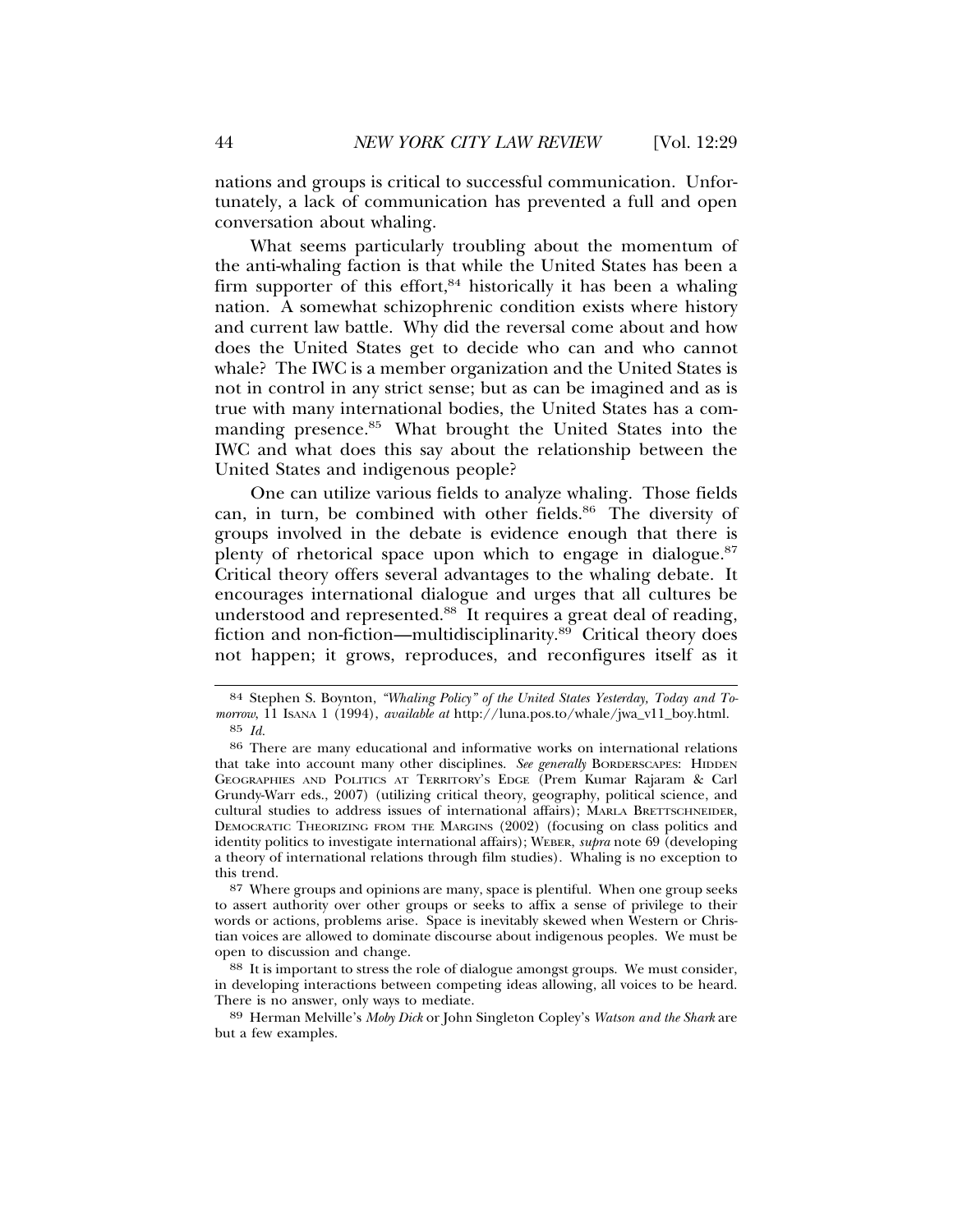nations and groups is critical to successful communication. Unfortunately, a lack of communication has prevented a full and open conversation about whaling.

What seems particularly troubling about the momentum of the anti-whaling faction is that while the United States has been a firm supporter of this effort,[84] historically it has been a whaling nation. A somewhat schizophrenic condition exists where history and current law battle. Why did the reversal come about and how does the United States get to decide who can and who cannot whale? The IWC is a member organization and the United States is not in control in any strict sense; but as can be imagined and as is true with many international bodies, the United States has a commanding presence.[85] What brought the United States into the IWC and what does this say about the relationship between the United States and indigenous people?

One can utilize various fields to analyze whaling. Those fields can, in turn, be combined with other fields.[86] The diversity of groups involved in the debate is evidence enough that there is plenty of rhetorical space upon which to engage in dialogue.[87] Critical theory offers several advantages to the whaling debate. It encourages international dialogue and urges that all cultures be understood and represented.[88] It requires a great deal of reading, fiction and non-fiction—multidisciplinarity.[89] Critical theory does not happen; it grows, reproduces, and reconfigures itself as it

---

[84] Stephen S. Boynton, *"Whaling Policy" of the United States Yesterday, Today and Tomorrow*, 11 ISANA 1 (1994), *available at* http://luna.pos.to/whale/jwa_v11_boy.html.

[85] *Id.*

[86] There are many educational and informative works on international relations that take into account many other disciplines. *See generally* BORDERSCAPES: HIDDEN GEOGRAPHIES AND POLITICS AT TERRITORY'S EDGE (Prem Kumar Rajaram & Carl Grundy-Warr eds., 2007) (utilizing critical theory, geography, political science, and cultural studies to address issues of international affairs); MARLA BRETTSCHNEIDER, DEMOCRATIC THEORIZING FROM THE MARGINS (2002) (focusing on class politics and identity politics to investigate international affairs); WEBER, *supra* note 69 (developing a theory of international relations through film studies). Whaling is no exception to this trend.

[87] Where groups and opinions are many, space is plentiful. When one group seeks to assert authority over other groups or seeks to affix a sense of privilege to their words or actions, problems arise. Space is inevitably skewed when Western or Christian voices are allowed to dominate discourse about indigenous peoples. We must be open to discussion and change.

[88] It is important to stress the role of dialogue amongst groups. We must consider, in developing interactions between competing ideas allowing, all voices to be heard. There is no answer, only ways to mediate.

[89] Herman Melville's *Moby Dick* or John Singleton Copley's *Watson and the Shark* are but a few examples.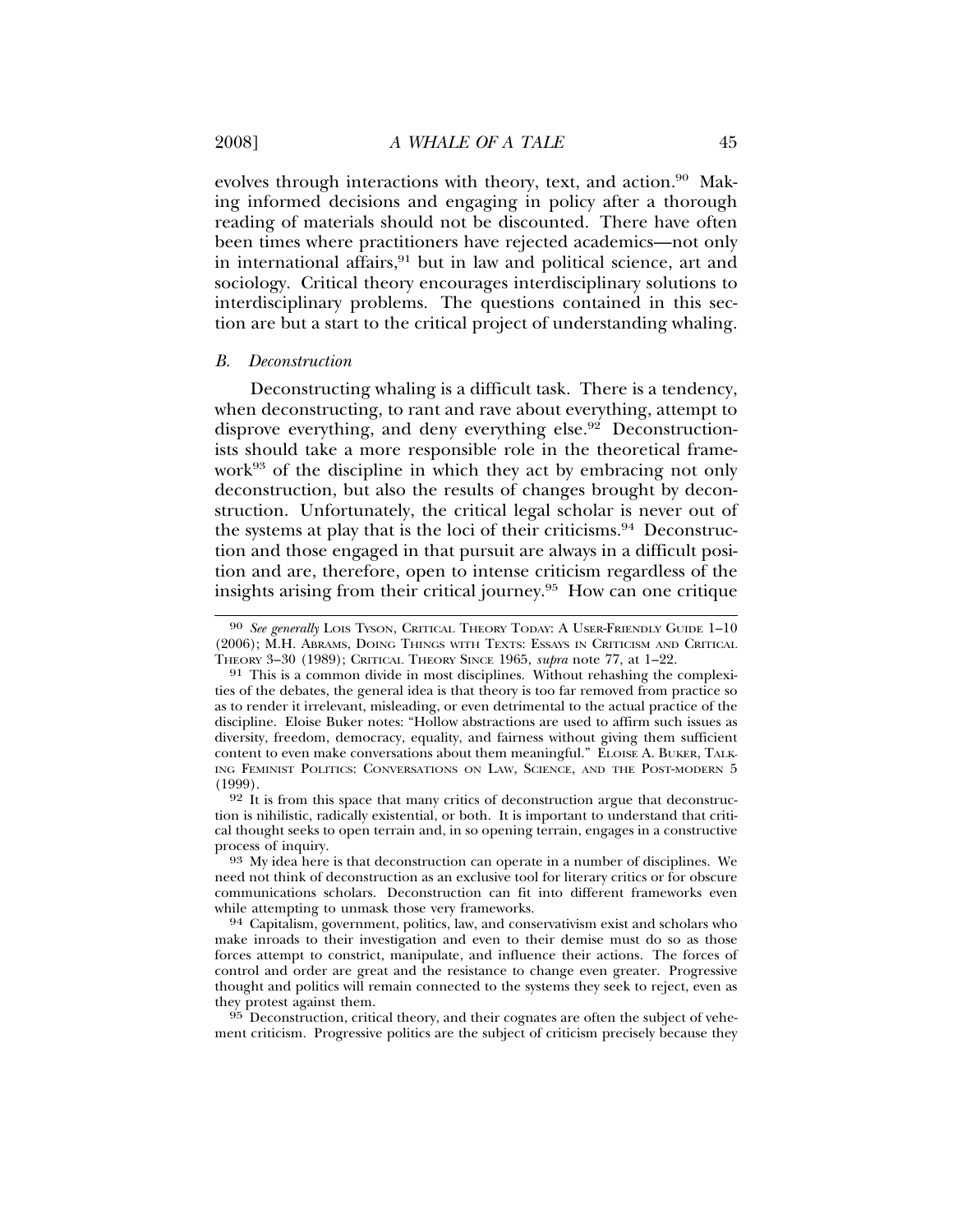evolves through interactions with theory, text, and action.[90] Making informed decisions and engaging in policy after a thorough reading of materials should not be discounted. There have often been times where practitioners have rejected academics—not only in international affairs,[91] but in law and political science, art and sociology. Critical theory encourages interdisciplinary solutions to interdisciplinary problems. The questions contained in this section are but a start to the critical project of understanding whaling.

### *B. Deconstruction*

Deconstructing whaling is a difficult task. There is a tendency, when deconstructing, to rant and rave about everything, attempt to disprove everything, and deny everything else.[92] Deconstructionists should take a more responsible role in the theoretical framework[93] of the discipline in which they act by embracing not only deconstruction, but also the results of changes brought by deconstruction. Unfortunately, the critical legal scholar is never out of the systems at play that is the loci of their criticisms.[94] Deconstruction and those engaged in that pursuit are always in a difficult position and are, therefore, open to intense criticism regardless of the insights arising from their critical journey.[95] How can one critique

---

[90] *See generally* LOIS TYSON, CRITICAL THEORY TODAY: A USER-FRIENDLY GUIDE 1–10 (2006); M.H. ABRAMS, DOING THINGS WITH TEXTS: ESSAYS IN CRITICISM AND CRITICAL THEORY 3–30 (1989); CRITICAL THEORY SINCE 1965, *supra* note 77, at 1–22.

[91] This is a common divide in most disciplines. Without rehashing the complexities of the debates, the general idea is that theory is too far removed from practice so as to render it irrelevant, misleading, or even detrimental to the actual practice of the discipline. Eloise Buker notes: "Hollow abstractions are used to affirm such issues as diversity, freedom, democracy, equality, and fairness without giving them sufficient content to even make conversations about them meaningful." ELOISE A. BUKER, TALKING FEMINIST POLITICS: CONVERSATIONS ON LAW, SCIENCE, AND THE POST-MODERN 5 (1999).

[92] It is from this space that many critics of deconstruction argue that deconstruction is nihilistic, radically existential, or both. It is important to understand that critical thought seeks to open terrain and, in so opening terrain, engages in a constructive process of inquiry.

[93] My idea here is that deconstruction can operate in a number of disciplines. We need not think of deconstruction as an exclusive tool for literary critics or for obscure communications scholars. Deconstruction can fit into different frameworks even while attempting to unmask those very frameworks.

[94] Capitalism, government, politics, law, and conservativism exist and scholars who make inroads to their investigation and even to their demise must do so as those forces attempt to constrict, manipulate, and influence their actions. The forces of control and order are great and the resistance to change even greater. Progressive thought and politics will remain connected to the systems they seek to reject, even as they protest against them.

[95] Deconstruction, critical theory, and their cognates are often the subject of vehement criticism. Progressive politics are the subject of criticism precisely because they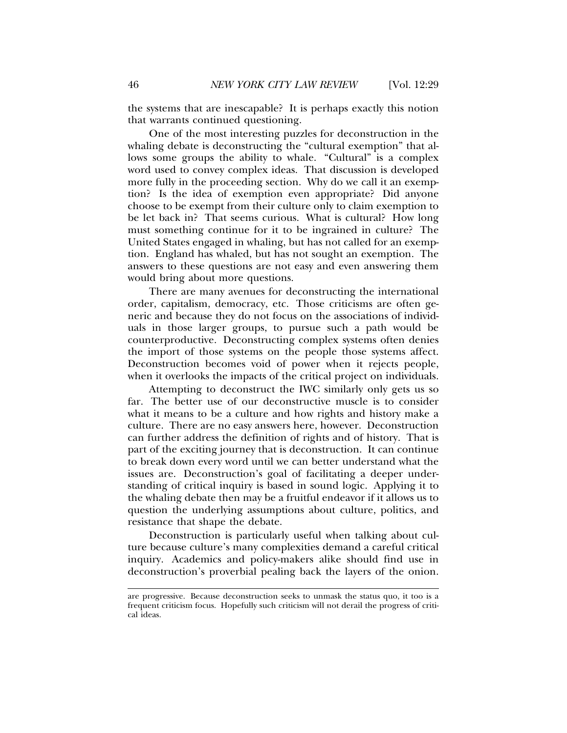the systems that are inescapable? It is perhaps exactly this notion that warrants continued questioning.

One of the most interesting puzzles for deconstruction in the whaling debate is deconstructing the "cultural exemption" that allows some groups the ability to whale. "Cultural" is a complex word used to convey complex ideas. That discussion is developed more fully in the proceeding section. Why do we call it an exemption? Is the idea of exemption even appropriate? Did anyone choose to be exempt from their culture only to claim exemption to be let back in? That seems curious. What is cultural? How long must something continue for it to be ingrained in culture? The United States engaged in whaling, but has not called for an exemption. England has whaled, but has not sought an exemption. The answers to these questions are not easy and even answering them would bring about more questions.

There are many avenues for deconstructing the international order, capitalism, democracy, etc. Those criticisms are often generic and because they do not focus on the associations of individuals in those larger groups, to pursue such a path would be counterproductive. Deconstructing complex systems often denies the import of those systems on the people those systems affect. Deconstruction becomes void of power when it rejects people, when it overlooks the impacts of the critical project on individuals.

Attempting to deconstruct the IWC similarly only gets us so far. The better use of our deconstructive muscle is to consider what it means to be a culture and how rights and history make a culture. There are no easy answers here, however. Deconstruction can further address the definition of rights and of history. That is part of the exciting journey that is deconstruction. It can continue to break down every word until we can better understand what the issues are. Deconstruction's goal of facilitating a deeper understanding of critical inquiry is based in sound logic. Applying it to the whaling debate then may be a fruitful endeavor if it allows us to question the underlying assumptions about culture, politics, and resistance that shape the debate.

Deconstruction is particularly useful when talking about culture because culture's many complexities demand a careful critical inquiry. Academics and policy-makers alike should find use in deconstruction's proverbial pealing back the layers of the onion.

---

are progressive. Because deconstruction seeks to unmask the status quo, it too is a frequent criticism focus. Hopefully such criticism will not derail the progress of critical ideas.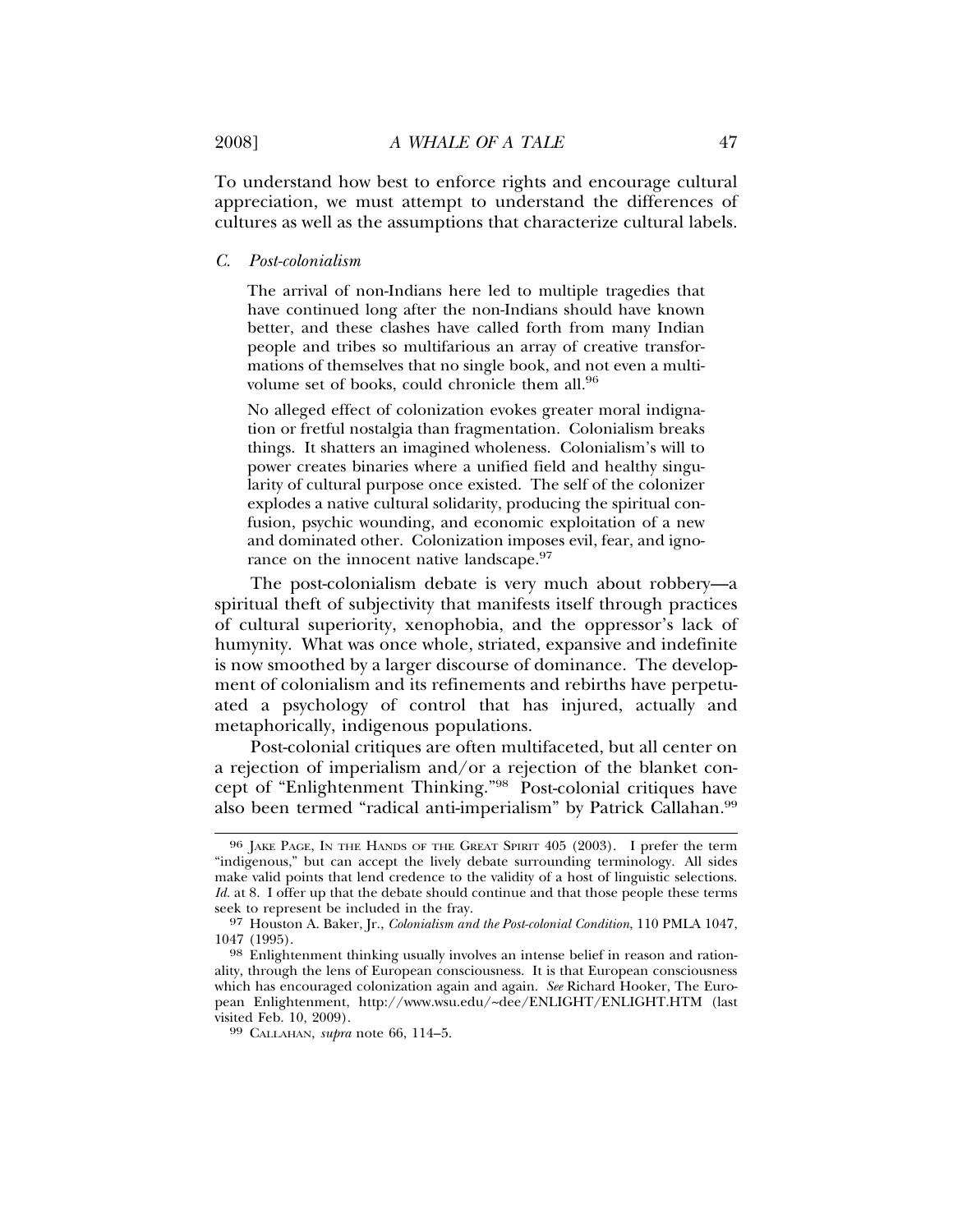To understand how best to enforce rights and encourage cultural appreciation, we must attempt to understand the differences of cultures as well as the assumptions that characterize cultural labels.

### *C. Post-colonialism*

> The arrival of non-Indians here led to multiple tragedies that have continued long after the non-Indians should have known better, and these clashes have called forth from many Indian people and tribes so multifarious an array of creative transformations of themselves that no single book, and not even a multi-volume set of books, could chronicle them all.[96]

> No alleged effect of colonization evokes greater moral indignation or fretful nostalgia than fragmentation. Colonialism breaks things. It shatters an imagined wholeness. Colonialism's will to power creates binaries where a unified field and healthy singularity of cultural purpose once existed. The self of the colonizer explodes a native cultural solidarity, producing the spiritual confusion, psychic wounding, and economic exploitation of a new and dominated other. Colonization imposes evil, fear, and ignorance on the innocent native landscape.[97]

The post-colonialism debate is very much about robbery—a spiritual theft of subjectivity that manifests itself through practices of cultural superiority, xenophobia, and the oppressor's lack of humynity. What was once whole, striated, expansive and indefinite is now smoothed by a larger discourse of dominance. The development of colonialism and its refinements and rebirths have perpetuated a psychology of control that has injured, actually and metaphorically, indigenous populations.

Post-colonial critiques are often multifaceted, but all center on a rejection of imperialism and/or a rejection of the blanket concept of "Enlightenment Thinking."[98] Post-colonial critiques have also been termed "radical anti-imperialism" by Patrick Callahan.[99]

---

96 JAKE PAGE, IN THE HANDS OF THE GREAT SPIRIT 405 (2003). I prefer the term "indigenous," but can accept the lively debate surrounding terminology. All sides make valid points that lend credence to the validity of a host of linguistic selections. *Id.* at 8. I offer up that the debate should continue and that those people these terms seek to represent be included in the fray.

97 Houston A. Baker, Jr., *Colonialism and the Post-colonial Condition*, 110 PMLA 1047, 1047 (1995).

98 Enlightenment thinking usually involves an intense belief in reason and rationality, through the lens of European consciousness. It is that European consciousness which has encouraged colonization again and again. *See* Richard Hooker, The European Enlightenment, http://www.wsu.edu/~dee/ENLIGHT/ENLIGHT.HTM (last visited Feb. 10, 2009).

99 CALLAHAN, *supra* note 66, 114–5.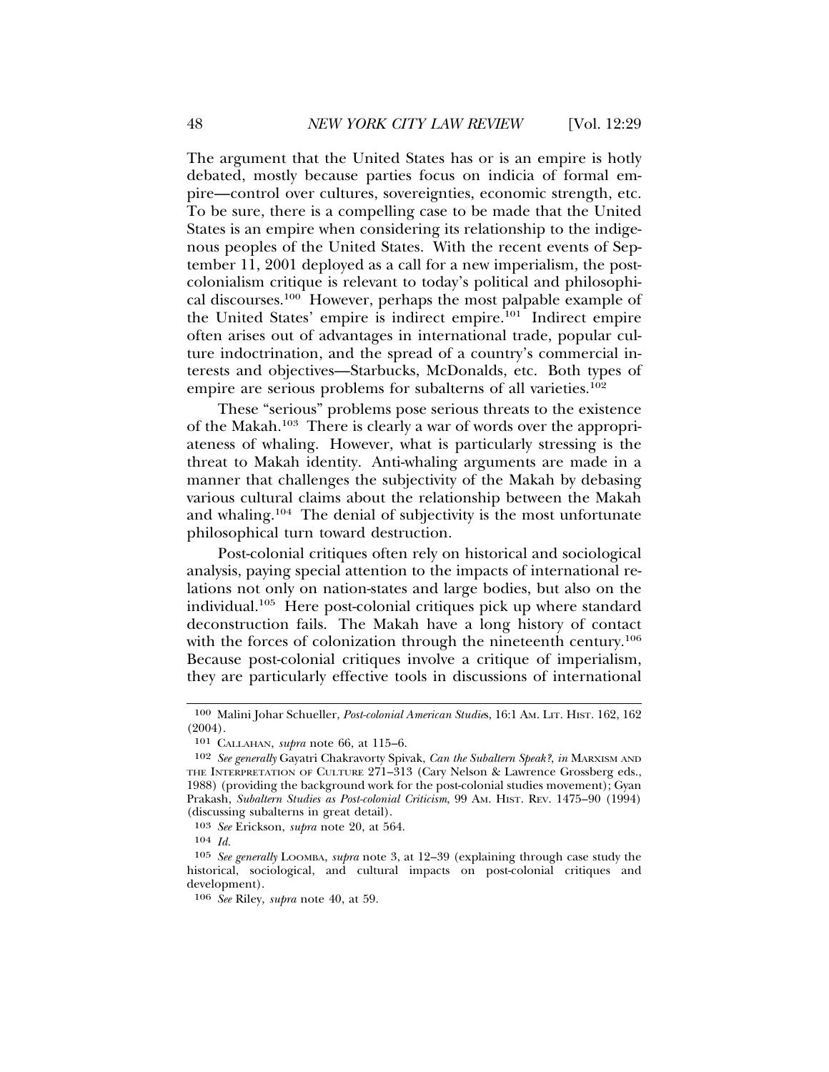The argument that the United States has or is an empire is hotly debated, mostly because parties focus on indicia of formal empire—control over cultures, sovereignties, economic strength, etc. To be sure, there is a compelling case to be made that the United States is an empire when considering its relationship to the indigenous peoples of the United States. With the recent events of September 11, 2001 deployed as a call for a new imperialism, the post-colonialism critique is relevant to today's political and philosophical discourses.[100] However, perhaps the most palpable example of the United States' empire is indirect empire.[101] Indirect empire often arises out of advantages in international trade, popular culture indoctrination, and the spread of a country's commercial interests and objectives—Starbucks, McDonalds, etc. Both types of empire are serious problems for subalterns of all varieties.[102]

These "serious" problems pose serious threats to the existence of the Makah.[103] There is clearly a war of words over the appropriateness of whaling. However, what is particularly stressing is the threat to Makah identity. Anti-whaling arguments are made in a manner that challenges the subjectivity of the Makah by debasing various cultural claims about the relationship between the Makah and whaling.[104] The denial of subjectivity is the most unfortunate philosophical turn toward destruction.

Post-colonial critiques often rely on historical and sociological analysis, paying special attention to the impacts of international relations not only on nation-states and large bodies, but also on the individual.[105] Here post-colonial critiques pick up where standard deconstruction fails. The Makah have a long history of contact with the forces of colonization through the nineteenth century.[106] Because post-colonial critiques involve a critique of imperialism, they are particularly effective tools in discussions of international

---

[100] Malini Johar Schueller, *Post-colonial American Studies*, 16:1 AM. LIT. HIST. 162, 162 (2004).

[101] CALLAHAN, *supra* note 66, at 115–6.

[102] *See generally* Gayatri Chakravorty Spivak, *Can the Subaltern Speak?*, *in* MARXISM AND THE INTERPRETATION OF CULTURE 271–313 (Cary Nelson & Lawrence Grossberg eds., 1988) (providing the background work for the post-colonial studies movement); Gyan Prakash, *Subaltern Studies as Post-colonial Criticism*, 99 AM. HIST. REV. 1475–90 (1994) (discussing subalterns in great detail).

[103] *See* Erickson, *supra* note 20, at 564.

[104] *Id.*

[105] *See generally* LOOMBA, *supra* note 3, at 12–39 (explaining through case study the historical, sociological, and cultural impacts on post-colonial critiques and development).

[106] *See* Riley, *supra* note 40, at 59.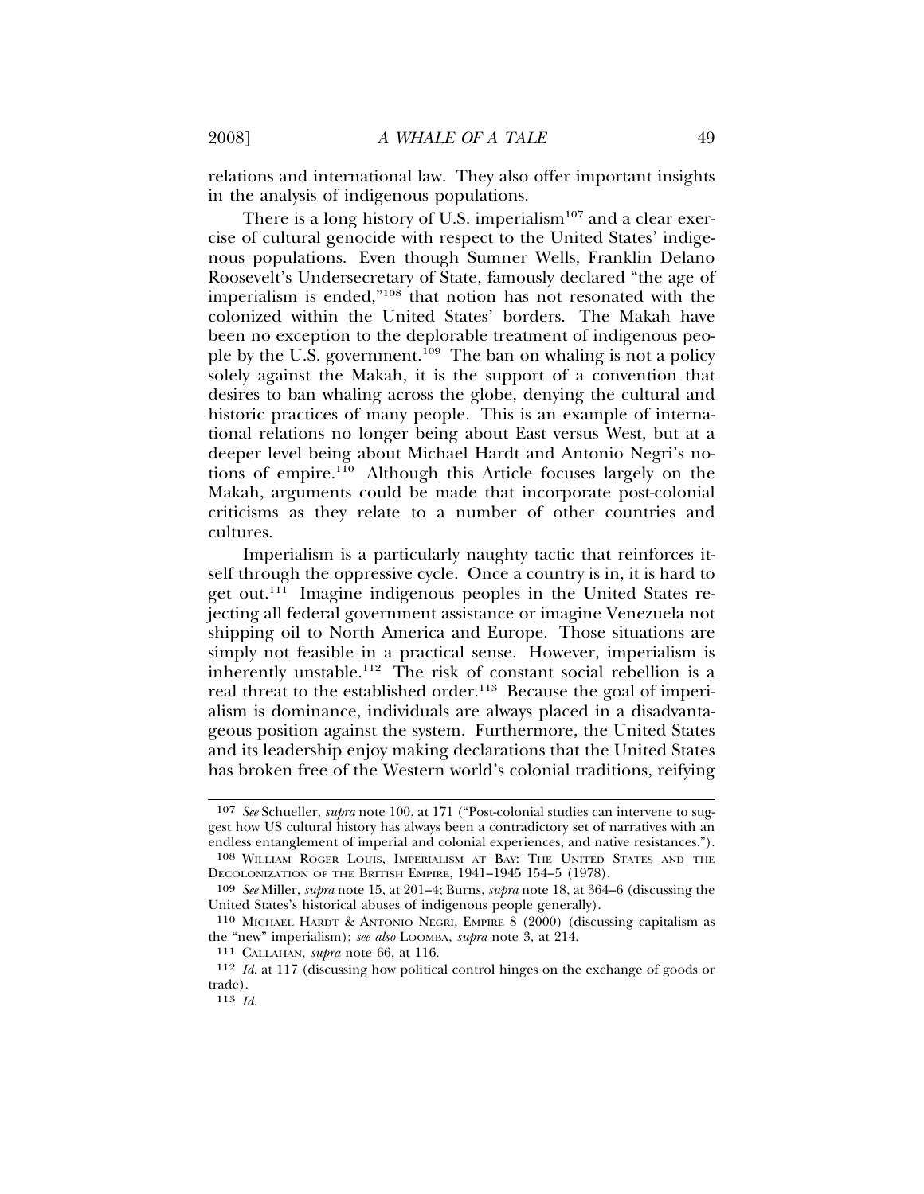relations and international law. They also offer important insights in the analysis of indigenous populations.

There is a long history of U.S. imperialism[107] and a clear exercise of cultural genocide with respect to the United States' indigenous populations. Even though Sumner Wells, Franklin Delano Roosevelt's Undersecretary of State, famously declared "the age of imperialism is ended,"[108] that notion has not resonated with the colonized within the United States' borders. The Makah have been no exception to the deplorable treatment of indigenous people by the U.S. government.[109] The ban on whaling is not a policy solely against the Makah, it is the support of a convention that desires to ban whaling across the globe, denying the cultural and historic practices of many people. This is an example of international relations no longer being about East versus West, but at a deeper level being about Michael Hardt and Antonio Negri's notions of empire.[110] Although this Article focuses largely on the Makah, arguments could be made that incorporate post-colonial criticisms as they relate to a number of other countries and cultures.

Imperialism is a particularly naughty tactic that reinforces itself through the oppressive cycle. Once a country is in, it is hard to get out.[111] Imagine indigenous peoples in the United States rejecting all federal government assistance or imagine Venezuela not shipping oil to North America and Europe. Those situations are simply not feasible in a practical sense. However, imperialism is inherently unstable.[112] The risk of constant social rebellion is a real threat to the established order.[113] Because the goal of imperialism is dominance, individuals are always placed in a disadvantageous position against the system. Furthermore, the United States and its leadership enjoy making declarations that the United States has broken free of the Western world's colonial traditions, reifying

---

[107] *See* Schueller, *supra* note 100, at 171 ("Post-colonial studies can intervene to suggest how US cultural history has always been a contradictory set of narratives with an endless entanglement of imperial and colonial experiences, and native resistances.").

[108] WILLIAM ROGER LOUIS, IMPERIALISM AT BAY: THE UNITED STATES AND THE DECOLONIZATION OF THE BRITISH EMPIRE, 1941–1945 154–5 (1978).

[109] *See* Miller, *supra* note 15, at 201–4; Burns, *supra* note 18, at 364–6 (discussing the United States's historical abuses of indigenous people generally).

[110] MICHAEL HARDT & ANTONIO NEGRI, EMPIRE 8 (2000) (discussing capitalism as the "new" imperialism); *see also* LOOMBA, *supra* note 3, at 214.

[111] CALLAHAN, *supra* note 66, at 116.

[112] *Id.* at 117 (discussing how political control hinges on the exchange of goods or trade).

[113] *Id.*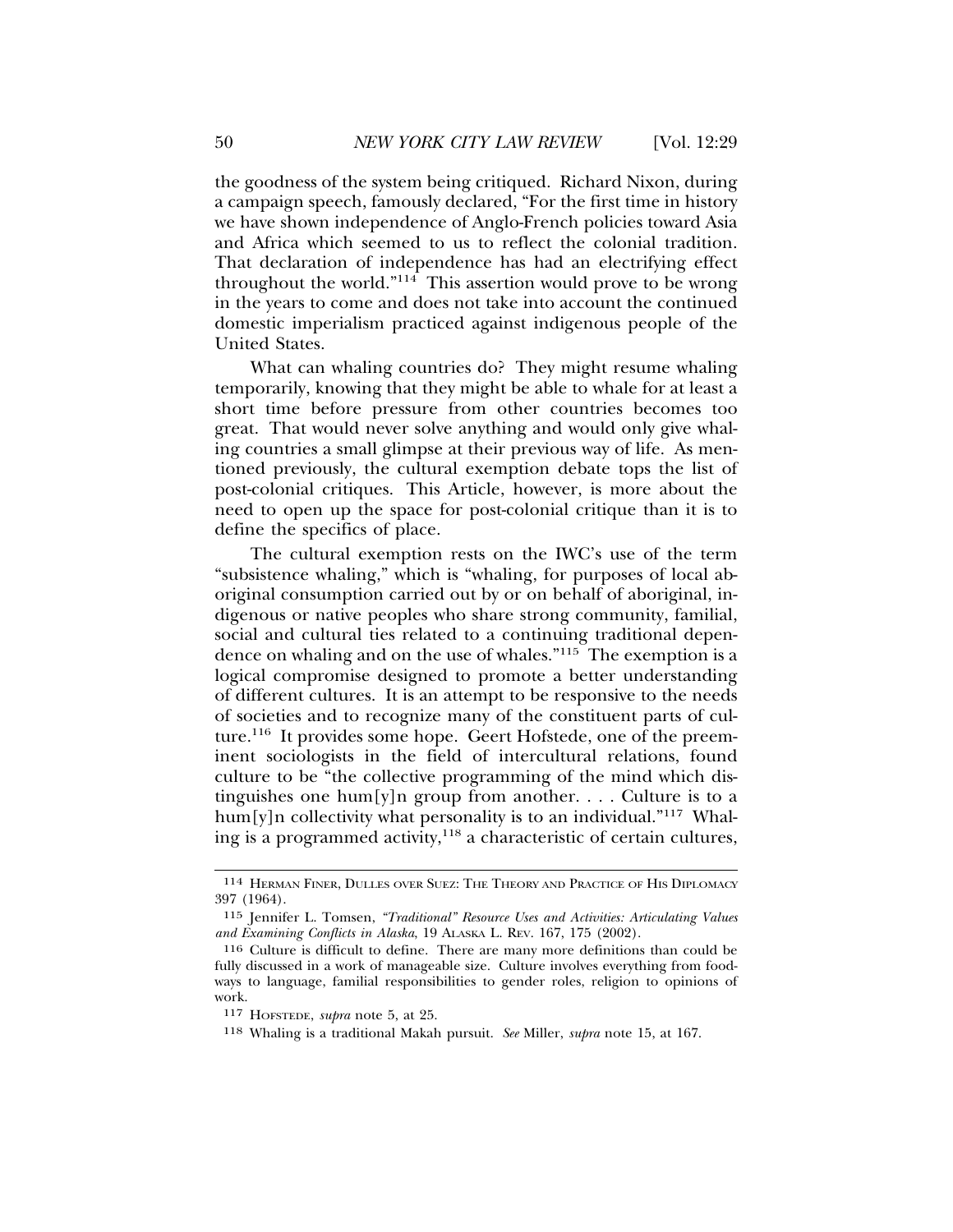the goodness of the system being critiqued. Richard Nixon, during a campaign speech, famously declared, "For the first time in history we have shown independence of Anglo-French policies toward Asia and Africa which seemed to us to reflect the colonial tradition. That declaration of independence has had an electrifying effect throughout the world."[114] This assertion would prove to be wrong in the years to come and does not take into account the continued domestic imperialism practiced against indigenous people of the United States.

What can whaling countries do? They might resume whaling temporarily, knowing that they might be able to whale for at least a short time before pressure from other countries becomes too great. That would never solve anything and would only give whaling countries a small glimpse at their previous way of life. As mentioned previously, the cultural exemption debate tops the list of post-colonial critiques. This Article, however, is more about the need to open up the space for post-colonial critique than it is to define the specifics of place.

The cultural exemption rests on the IWC's use of the term "subsistence whaling," which is "whaling, for purposes of local aboriginal consumption carried out by or on behalf of aboriginal, indigenous or native peoples who share strong community, familial, social and cultural ties related to a continuing traditional dependence on whaling and on the use of whales."[115] The exemption is a logical compromise designed to promote a better understanding of different cultures. It is an attempt to be responsive to the needs of societies and to recognize many of the constituent parts of culture.[116] It provides some hope. Geert Hofstede, one of the preeminent sociologists in the field of intercultural relations, found culture to be "the collective programming of the mind which distinguishes one hum[y]n group from another. . . . Culture is to a hum[y]n collectivity what personality is to an individual."[117] Whaling is a programmed activity,[118] a characteristic of certain cultures,

---

[114] HERMAN FINER, DULLES OVER SUEZ: THE THEORY AND PRACTICE OF HIS DIPLOMACY 397 (1964).

[115] Jennifer L. Tomsen, *"Traditional" Resource Uses and Activities: Articulating Values and Examining Conflicts in Alaska*, 19 ALASKA L. REV. 167, 175 (2002).

[116] Culture is difficult to define. There are many more definitions than could be fully discussed in a work of manageable size. Culture involves everything from food-ways to language, familial responsibilities to gender roles, religion to opinions of work.

[117] HOFSTEDE, *supra* note 5, at 25.

[118] Whaling is a traditional Makah pursuit. *See* Miller, *supra* note 15, at 167.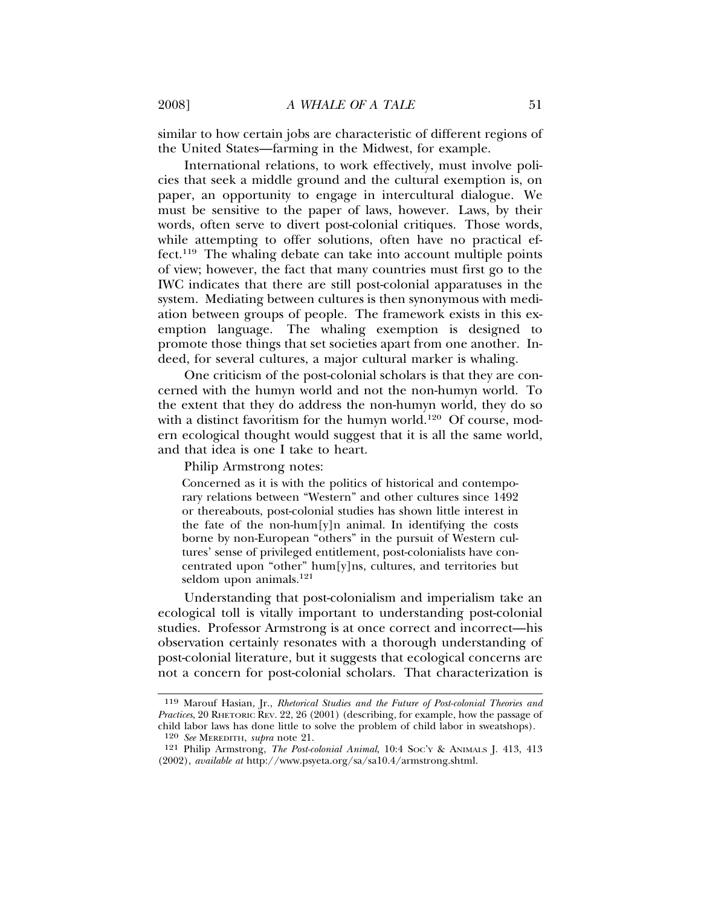similar to how certain jobs are characteristic of different regions of the United States—farming in the Midwest, for example.

International relations, to work effectively, must involve policies that seek a middle ground and the cultural exemption is, on paper, an opportunity to engage in intercultural dialogue. We must be sensitive to the paper of laws, however. Laws, by their words, often serve to divert post-colonial critiques. Those words, while attempting to offer solutions, often have no practical effect.[119] The whaling debate can take into account multiple points of view; however, the fact that many countries must first go to the IWC indicates that there are still post-colonial apparatuses in the system. Mediating between cultures is then synonymous with mediation between groups of people. The framework exists in this exemption language. The whaling exemption is designed to promote those things that set societies apart from one another. Indeed, for several cultures, a major cultural marker is whaling.

One criticism of the post-colonial scholars is that they are concerned with the humyn world and not the non-humyn world. To the extent that they do address the non-humyn world, they do so with a distinct favoritism for the humyn world.[120] Of course, modern ecological thought would suggest that it is all the same world, and that idea is one I take to heart.

Philip Armstrong notes:

> Concerned as it is with the politics of historical and contemporary relations between "Western" and other cultures since 1492 or thereabouts, post-colonial studies has shown little interest in the fate of the non-hum[y]n animal. In identifying the costs borne by non-European "others" in the pursuit of Western cultures' sense of privileged entitlement, post-colonialists have concentrated upon "other" hum[y]ns, cultures, and territories but seldom upon animals.[121]

Understanding that post-colonialism and imperialism take an ecological toll is vitally important to understanding post-colonial studies. Professor Armstrong is at once correct and incorrect—his observation certainly resonates with a thorough understanding of post-colonial literature, but it suggests that ecological concerns are not a concern for post-colonial scholars. That characterization is

---

119 Marouf Hasian, Jr., *Rhetorical Studies and the Future of Post-colonial Theories and Practices*, 20 RHETORIC REV. 22, 26 (2001) (describing, for example, how the passage of child labor laws has done little to solve the problem of child labor in sweatshops).

120 *See* MEREDITH, *supra* note 21.

121 Philip Armstrong, *The Post-colonial Animal*, 10:4 SOC'Y & ANIMALS J. 413, 413 (2002), *available at* http://www.psyeta.org/sa/sa10.4/armstrong.shtml.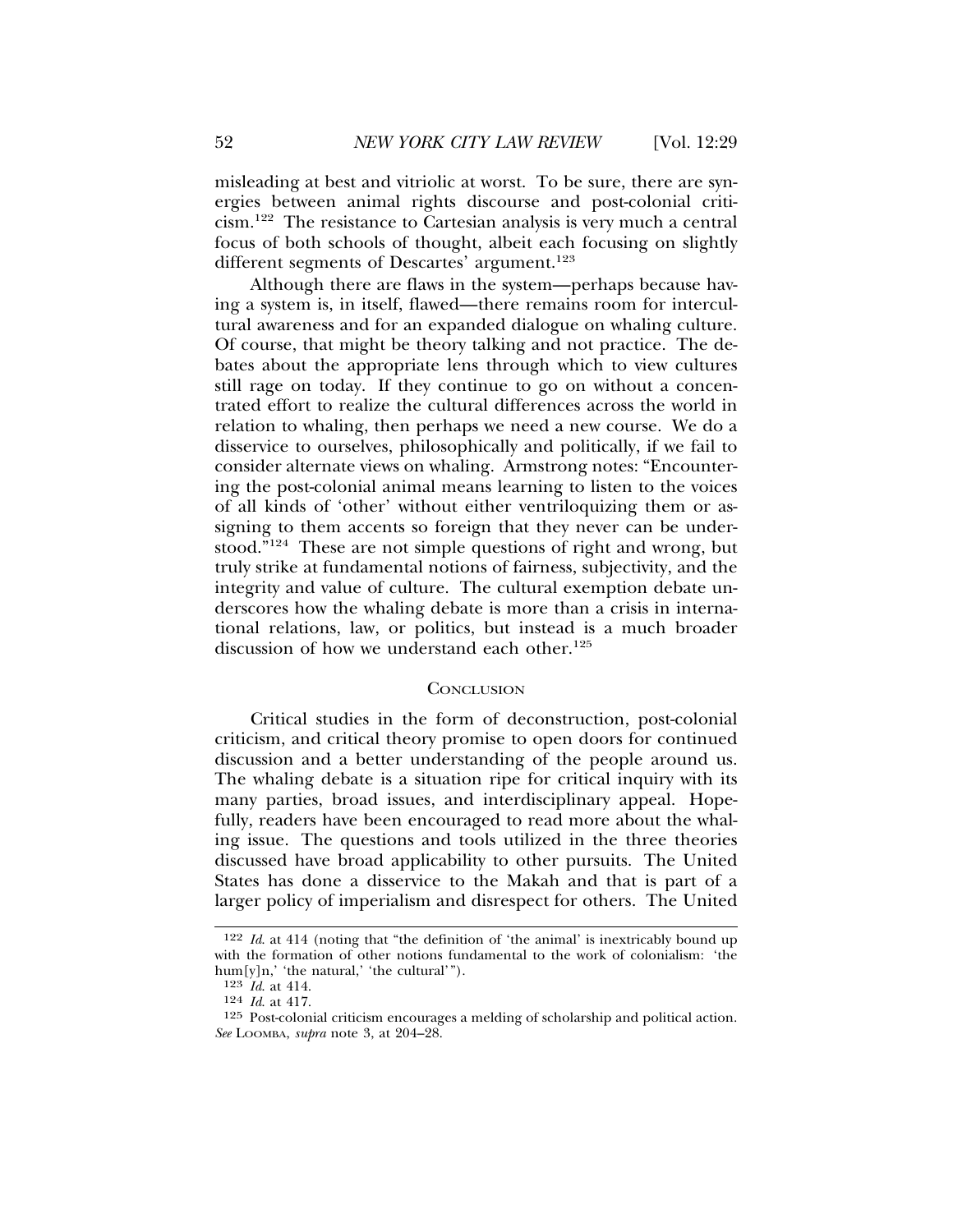misleading at best and vitriolic at worst. To be sure, there are synergies between animal rights discourse and post-colonial criticism.[122] The resistance to Cartesian analysis is very much a central focus of both schools of thought, albeit each focusing on slightly different segments of Descartes' argument.[123]

Although there are flaws in the system—perhaps because having a system is, in itself, flawed—there remains room for intercultural awareness and for an expanded dialogue on whaling culture. Of course, that might be theory talking and not practice. The debates about the appropriate lens through which to view cultures still rage on today. If they continue to go on without a concentrated effort to realize the cultural differences across the world in relation to whaling, then perhaps we need a new course. We do a disservice to ourselves, philosophically and politically, if we fail to consider alternate views on whaling. Armstrong notes: "Encountering the post-colonial animal means learning to listen to the voices of all kinds of 'other' without either ventriloquizing them or assigning to them accents so foreign that they never can be understood."[124] These are not simple questions of right and wrong, but truly strike at fundamental notions of fairness, subjectivity, and the integrity and value of culture. The cultural exemption debate underscores how the whaling debate is more than a crisis in international relations, law, or politics, but instead is a much broader discussion of how we understand each other.[125]

## Conclusion

Critical studies in the form of deconstruction, post-colonial criticism, and critical theory promise to open doors for continued discussion and a better understanding of the people around us. The whaling debate is a situation ripe for critical inquiry with its many parties, broad issues, and interdisciplinary appeal. Hopefully, readers have been encouraged to read more about the whaling issue. The questions and tools utilized in the three theories discussed have broad applicability to other pursuits. The United States has done a disservice to the Makah and that is part of a larger policy of imperialism and disrespect for others. The United

---

[122] *Id.* at 414 (noting that "the definition of 'the animal' is inextricably bound up with the formation of other notions fundamental to the work of colonialism: 'the hum[y]n,' 'the natural,' 'the cultural'").

[123] *Id.* at 414.

[124] *Id.* at 417.

[125] Post-colonial criticism encourages a melding of scholarship and political action. *See* LOOMBA, *supra* note 3, at 204–28.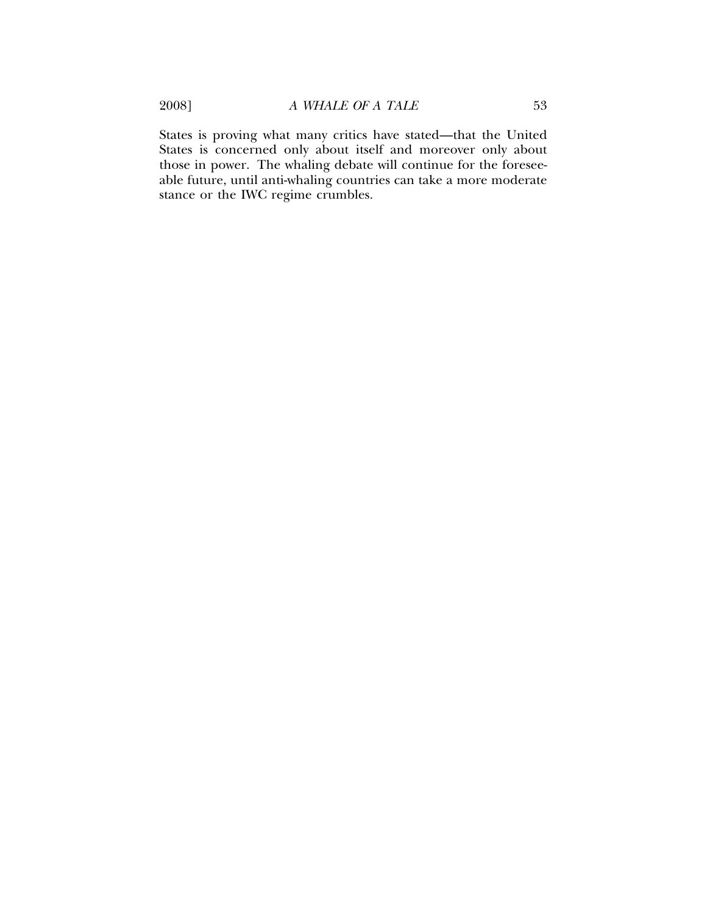States is proving what many critics have stated—that the United States is concerned only about itself and moreover only about those in power. The whaling debate will continue for the foreseeable future, until anti-whaling countries can take a more moderate stance or the IWC regime crumbles.